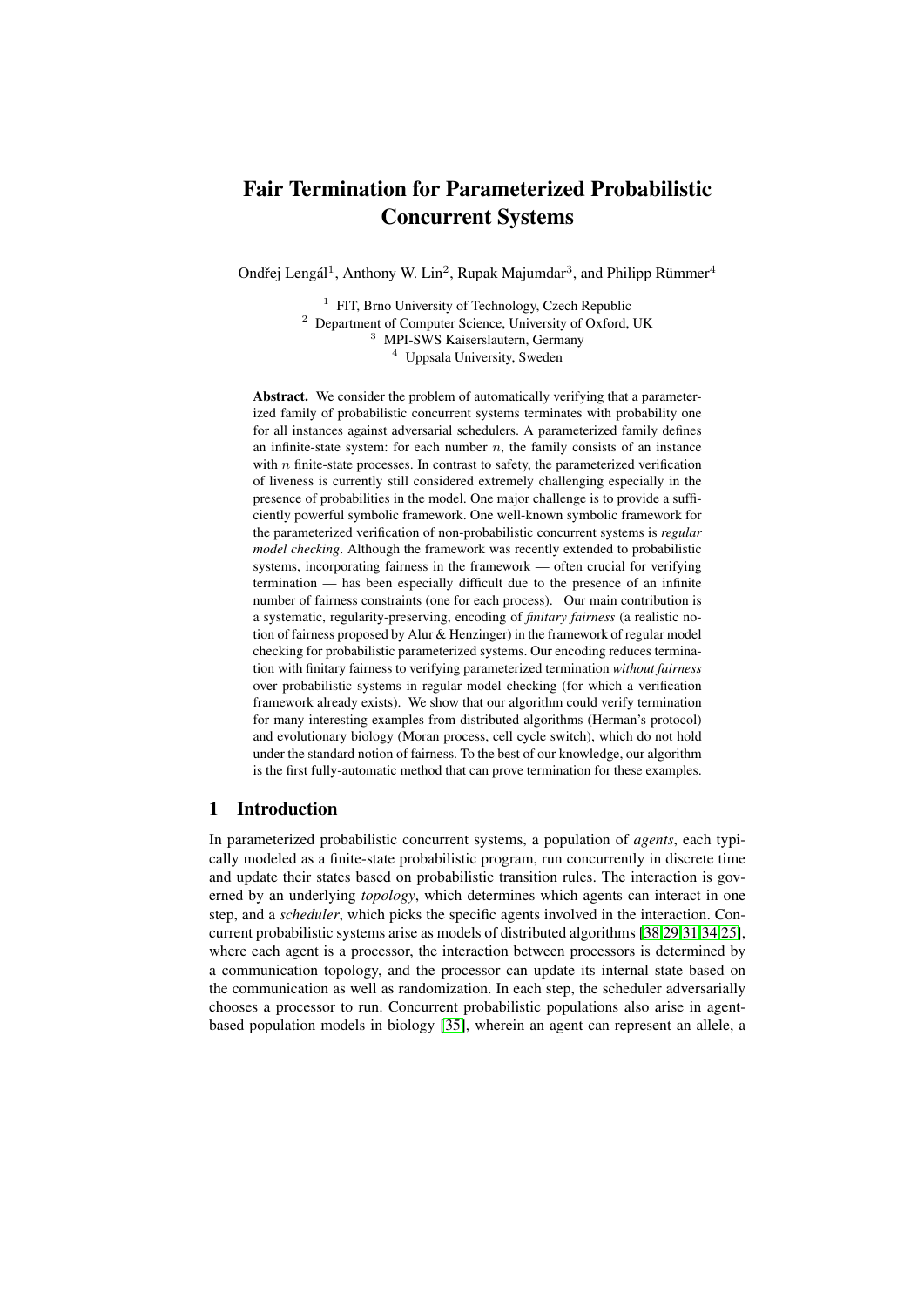# Fair Termination for Parameterized Probabilistic Concurrent Systems

Ondřej Lengál[1], Anthony W. Lin[2], Rupak Majumdar[3], and Philipp Rümmer[4]

[1] FIT, Brno University of Technology, Czech Republic
[2] Department of Computer Science, University of Oxford, UK
[3] MPI-SWS Kaiserslautern, Germany
[4] Uppsala University, Sweden

**Abstract.** We consider the problem of automatically verifying that a parameterized family of probabilistic concurrent systems terminates with probability one for all instances against adversarial schedulers. A parameterized family defines an infinite-state system: for each number $n$, the family consists of an instance with $n$ finite-state processes. In contrast to safety, the parameterized verification of liveness is currently still considered extremely challenging especially in the presence of probabilities in the model. One major challenge is to provide a sufficiently powerful symbolic framework. One well-known symbolic framework for the parameterized verification of non-probabilistic concurrent systems is *regular model checking*. Although the framework was recently extended to probabilistic systems, incorporating fairness in the framework — often crucial for verifying termination — has been especially difficult due to the presence of an infinite number of fairness constraints (one for each process). Our main contribution is a systematic, regularity-preserving, encoding of *finitary fairness* (a realistic notion of fairness proposed by Alur & Henzinger) in the framework of regular model checking for probabilistic parameterized systems. Our encoding reduces termination with finitary fairness to verifying parameterized termination *without fairness* over probabilistic systems in regular model checking (for which a verification framework already exists). We show that our algorithm could verify termination for many interesting examples from distributed algorithms (Herman's protocol) and evolutionary biology (Moran process, cell cycle switch), which do not hold under the standard notion of fairness. To the best of our knowledge, our algorithm is the first fully-automatic method that can prove termination for these examples.

## 1 Introduction

In parameterized probabilistic concurrent systems, a population of *agents*, each typically modeled as a finite-state probabilistic program, run concurrently in discrete time and update their states based on probabilistic transition rules. The interaction is governed by an underlying *topology*, which determines which agents can interact in one step, and a *scheduler*, which picks the specific agents involved in the interaction. Concurrent probabilistic systems arise as models of distributed algorithms [38,29,31,34,25], where each agent is a processor, the interaction between processors is determined by a communication topology, and the processor can update its internal state based on the communication as well as randomization. In each step, the scheduler adversarially chooses a processor to run. Concurrent probabilistic populations also arise in agent-based population models in biology [35], wherein an agent can represent an allele, a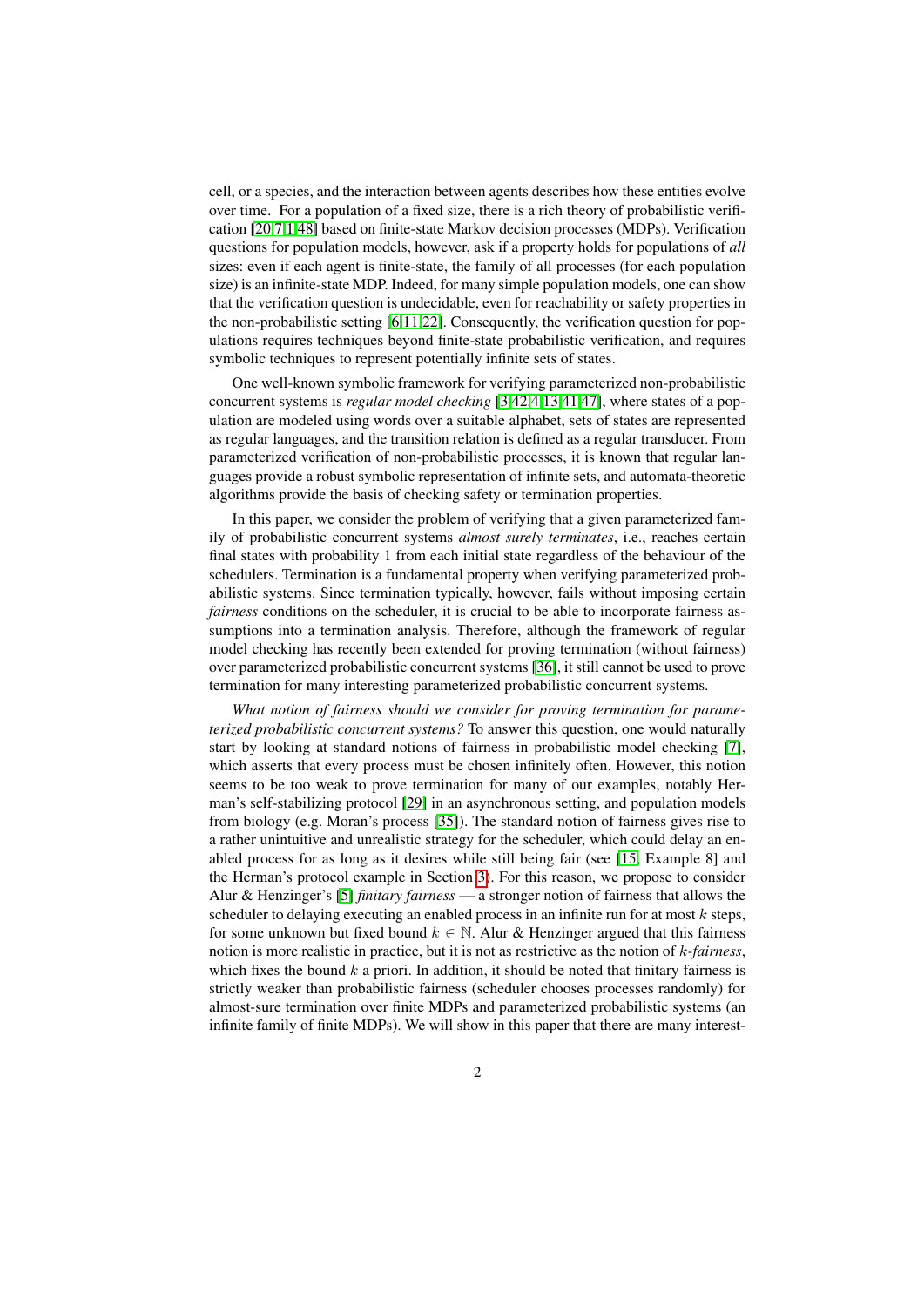cell, or a species, and the interaction between agents describes how these entities evolve over time. For a population of a fixed size, there is a rich theory of probabilistic verification [20,7,1,48] based on finite-state Markov decision processes (MDPs). Verification questions for population models, however, ask if a property holds for populations of *all* sizes: even if each agent is finite-state, the family of all processes (for each population size) is an infinite-state MDP. Indeed, for many simple population models, one can show that the verification question is undecidable, even for reachability or safety properties in the non-probabilistic setting [6,11,22]. Consequently, the verification question for populations requires techniques beyond finite-state probabilistic verification, and requires symbolic techniques to represent potentially infinite sets of states.

One well-known symbolic framework for verifying parameterized non-probabilistic concurrent systems is *regular model checking* [3,42,4,13,41,47], where states of a population are modeled using words over a suitable alphabet, sets of states are represented as regular languages, and the transition relation is defined as a regular transducer. From parameterized verification of non-probabilistic processes, it is known that regular languages provide a robust symbolic representation of infinite sets, and automata-theoretic algorithms provide the basis of checking safety or termination properties.

In this paper, we consider the problem of verifying that a given parameterized family of probabilistic concurrent systems *almost surely terminates*, i.e., reaches certain final states with probability 1 from each initial state regardless of the behaviour of the schedulers. Termination is a fundamental property when verifying parameterized probabilistic systems. Since termination typically, however, fails without imposing certain *fairness* conditions on the scheduler, it is crucial to be able to incorporate fairness assumptions into a termination analysis. Therefore, although the framework of regular model checking has recently been extended for proving termination (without fairness) over parameterized probabilistic concurrent systems [36], it still cannot be used to prove termination for many interesting parameterized probabilistic concurrent systems.

*What notion of fairness should we consider for proving termination for parameterized probabilistic concurrent systems?* To answer this question, one would naturally start by looking at standard notions of fairness in probabilistic model checking [7], which asserts that every process must be chosen infinitely often. However, this notion seems to be too weak to prove termination for many of our examples, notably Herman's self-stabilizing protocol [29] in an asynchronous setting, and population models from biology (e.g. Moran's process [35]). The standard notion of fairness gives rise to a rather unintuitive and unrealistic strategy for the scheduler, which could delay an enabled process for as long as it desires while still being fair (see [15, Example 8] and the Herman's protocol example in Section 3). For this reason, we propose to consider Alur & Henzinger's [5] *finitary fairness* — a stronger notion of fairness that allows the scheduler to delaying executing an enabled process in an infinite run for at most $k$ steps, for some unknown but fixed bound $k \in \mathbb{N}$. Alur & Henzinger argued that this fairness notion is more realistic in practice, but it is not as restrictive as the notion of $k$-*fairness*, which fixes the bound $k$ a priori. In addition, it should be noted that finitary fairness is strictly weaker than probabilistic fairness (scheduler chooses processes randomly) for almost-sure termination over finite MDPs and parameterized probabilistic systems (an infinite family of finite MDPs). We will show in this paper that there are many interest-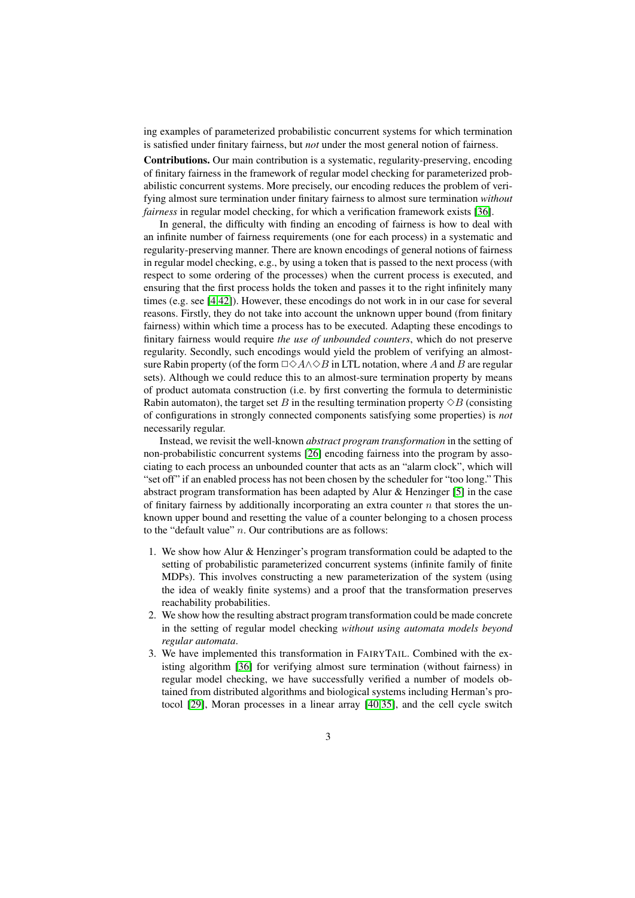ing examples of parameterized probabilistic concurrent systems for which termination is satisfied under finitary fairness, but *not* under the most general notion of fairness.

**Contributions.** Our main contribution is a systematic, regularity-preserving, encoding of finitary fairness in the framework of regular model checking for parameterized probabilistic concurrent systems. More precisely, our encoding reduces the problem of verifying almost sure termination under finitary fairness to almost sure termination *without fairness* in regular model checking, for which a verification framework exists [36].

In general, the difficulty with finding an encoding of fairness is how to deal with an infinite number of fairness requirements (one for each process) in a systematic and regularity-preserving manner. There are known encodings of general notions of fairness in regular model checking, e.g., by using a token that is passed to the next process (with respect to some ordering of the processes) when the current process is executed, and ensuring that the first process holds the token and passes it to the right infinitely many times (e.g. see [4,42]). However, these encodings do not work in in our case for several reasons. Firstly, they do not take into account the unknown upper bound (from finitary fairness) within which time a process has to be executed. Adapting these encodings to finitary fairness would require *the use of unbounded counters*, which do not preserve regularity. Secondly, such encodings would yield the problem of verifying an almost-sure Rabin property (of the form $\Box\Diamond A \wedge \Diamond B$ in LTL notation, where $A$ and $B$ are regular sets). Although we could reduce this to an almost-sure termination property by means of product automata construction (i.e. by first converting the formula to deterministic Rabin automaton), the target set $B$ in the resulting termination property $\Diamond B$ (consisting of configurations in strongly connected components satisfying some properties) is *not* necessarily regular.

Instead, we revisit the well-known *abstract program transformation* in the setting of non-probabilistic concurrent systems [26] encoding fairness into the program by associating to each process an unbounded counter that acts as an "alarm clock", which will "set off" if an enabled process has not been chosen by the scheduler for "too long." This abstract program transformation has been adapted by Alur & Henzinger [5] in the case of finitary fairness by additionally incorporating an extra counter $n$ that stores the unknown upper bound and resetting the value of a counter belonging to a chosen process to the "default value" $n$. Our contributions are as follows:

1. We show how Alur & Henzinger's program transformation could be adapted to the setting of probabilistic parameterized concurrent systems (infinite family of finite MDPs). This involves constructing a new parameterization of the system (using the idea of weakly finite systems) and a proof that the transformation preserves reachability probabilities.
2. We show how the resulting abstract program transformation could be made concrete in the setting of regular model checking *without using automata models beyond regular automata*.
3. We have implemented this transformation in FAIRYTAIL. Combined with the existing algorithm [36] for verifying almost sure termination (without fairness) in regular model checking, we have successfully verified a number of models obtained from distributed algorithms and biological systems including Herman's protocol [29], Moran processes in a linear array [40,35], and the cell cycle switch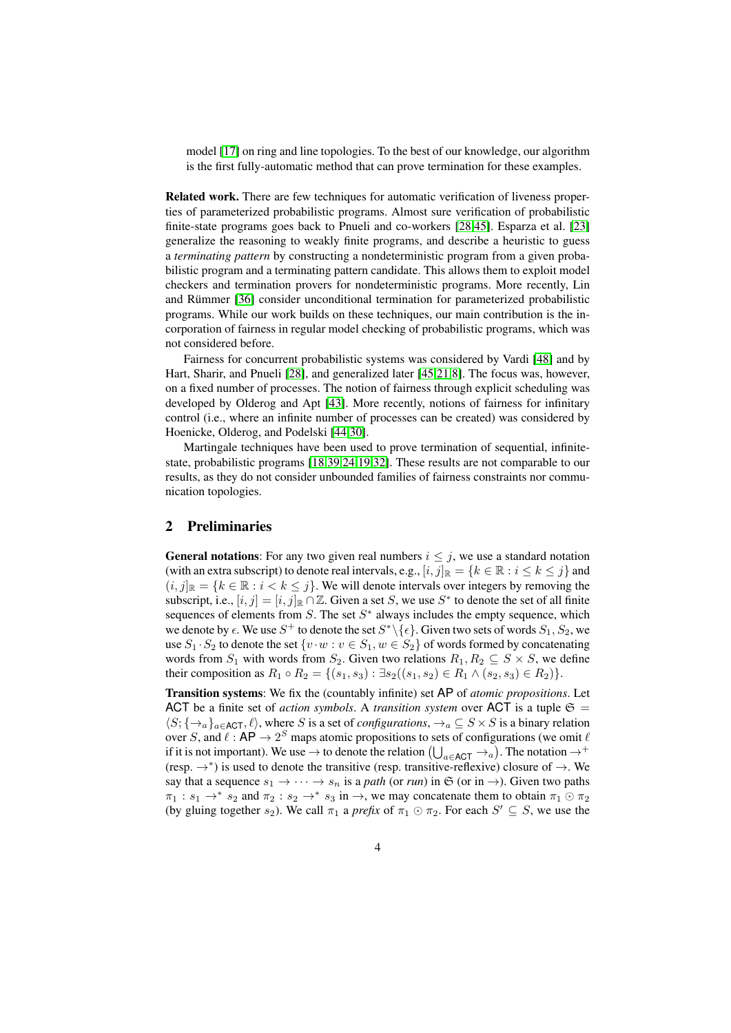model [17] on ring and line topologies. To the best of our knowledge, our algorithm is the first fully-automatic method that can prove termination for these examples.

**Related work.** There are few techniques for automatic verification of liveness properties of parameterized probabilistic programs. Almost sure verification of probabilistic finite-state programs goes back to Pnueli and co-workers [28,45]. Esparza et al. [23] generalize the reasoning to weakly finite programs, and describe a heuristic to guess a *terminating pattern* by constructing a nondeterministic program from a given probabilistic program and a terminating pattern candidate. This allows them to exploit model checkers and termination provers for nondeterministic programs. More recently, Lin and Rümmer [36] consider unconditional termination for parameterized probabilistic programs. While our work builds on these techniques, our main contribution is the incorporation of fairness in regular model checking of probabilistic programs, which was not considered before.

Fairness for concurrent probabilistic systems was considered by Vardi [48] and by Hart, Sharir, and Pnueli [28], and generalized later [45,21,8]. The focus was, however, on a fixed number of processes. The notion of fairness through explicit scheduling was developed by Olderog and Apt [43]. More recently, notions of fairness for infinitary control (i.e., where an infinite number of processes can be created) was considered by Hoenicke, Olderog, and Podelski [44,30].

Martingale techniques have been used to prove termination of sequential, infinite-state, probabilistic programs [18,39,24,19,32]. These results are not comparable to our results, as they do not consider unbounded families of fairness constraints nor communication topologies.

## 2 Preliminaries

**General notations**: For any two given real numbers $i \leq j$, we use a standard notation (with an extra subscript) to denote real intervals, e.g., $[i,j]_{\mathbb{R}} = \{k \in \mathbb{R} : i \leq k \leq j\}$ and $(i,j]_{\mathbb{R}} = \{k \in \mathbb{R} : i < k \leq j\}$. We will denote intervals over integers by removing the subscript, i.e., $[i,j] = [i,j]_{\mathbb{R}} \cap \mathbb{Z}$. Given a set $S$, we use $S^*$ to denote the set of all finite sequences of elements from $S$. The set $S^*$ always includes the empty sequence, which we denote by $\epsilon$. We use $S^+$ to denote the set $S^* \setminus \{\epsilon\}$. Given two sets of words $S_1, S_2$, we use $S_1 \cdot S_2$ to denote the set $\{v \cdot w : v \in S_1, w \in S_2\}$ of words formed by concatenating words from $S_1$ with words from $S_2$. Given two relations $R_1, R_2 \subseteq S \times S$, we define their composition as $R_1 \circ R_2 = \{(s_1, s_3) : \exists s_2((s_1, s_2) \in R_1 \wedge (s_2, s_3) \in R_2)\}$.

**Transition systems**: We fix the (countably infinite) set $\mathsf{AP}$ of *atomic propositions*. Let $\mathsf{ACT}$ be a finite set of *action symbols*. A *transition system* over $\mathsf{ACT}$ is a tuple $\mathfrak{S} = \langle S; \{\rightarrow_a\}_{a \in \mathsf{ACT}}, \ell \rangle$, where $S$ is a set of *configurations*, $\rightarrow_a \subseteq S \times S$ is a binary relation over $S$, and $\ell : \mathsf{AP} \rightarrow 2^S$ maps atomic propositions to sets of configurations (we omit $\ell$ if it is not important). We use $\rightarrow$ to denote the relation $\left(\bigcup_{a \in \mathsf{ACT}} \rightarrow_a\right)$. The notation $\rightarrow^+$ (resp. $\rightarrow^*$) is used to denote the transitive (resp. transitive-reflexive) closure of $\rightarrow$. We say that a sequence $s_1 \rightarrow \cdots \rightarrow s_n$ is a *path* (or *run*) in $\mathfrak{S}$ (or in $\rightarrow$). Given two paths $\pi_1 : s_1 \rightarrow^* s_2$ and $\pi_2 : s_2 \rightarrow^* s_3$ in $\rightarrow$, we may concatenate them to obtain $\pi_1 \odot \pi_2$ (by gluing together $s_2$). We call $\pi_1$ a *prefix* of $\pi_1 \odot \pi_2$. For each $S' \subseteq S$, we use the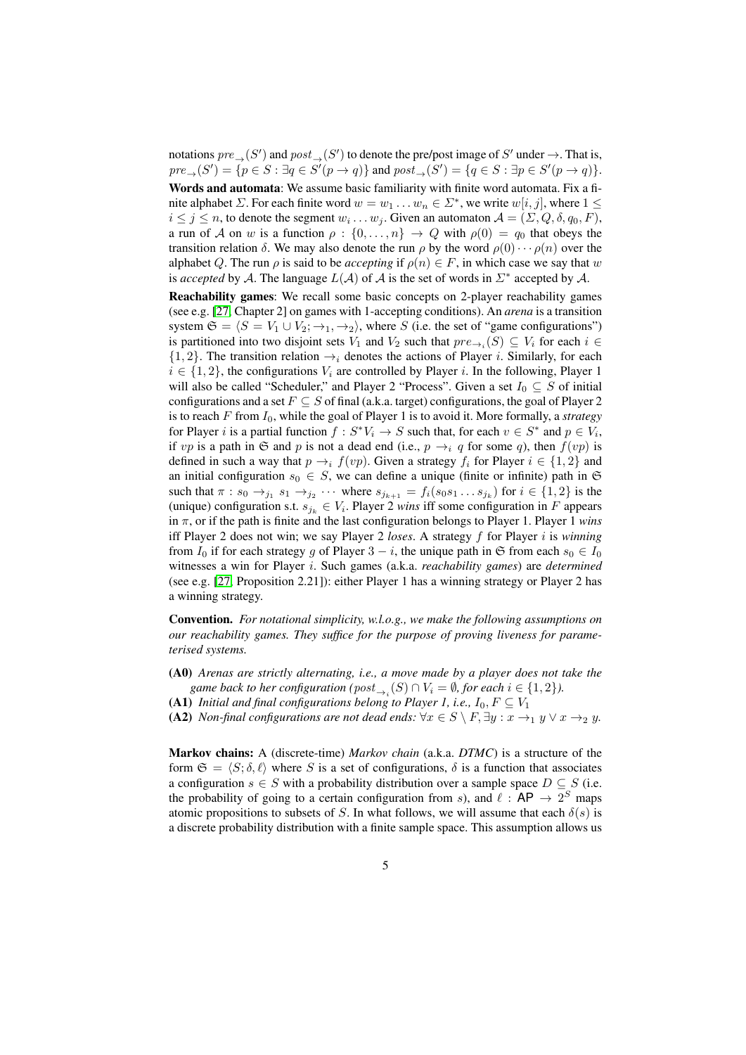notations $pre_{\to}(S')$ and $post_{\to}(S')$ to denote the pre/post image of $S'$ under $\to$. That is, $pre_{\to}(S') = \{p \in S : \exists q \in S'(p \to q)\}$ and $post_{\to}(S') = \{q \in S : \exists p \in S'(p \to q)\}$.

**Words and automata**: We assume basic familiarity with finite word automata. Fix a finite alphabet $\Sigma$. For each finite word $w = w_1 \dots w_n \in \Sigma^*$, we write $w[i,j]$, where $1 \leq i \leq j \leq n$, to denote the segment $w_i \dots w_j$. Given an automaton $\mathcal{A} = (\Sigma, Q, \delta, q_0, F)$, a run of $\mathcal{A}$ on $w$ is a function $\rho : \{0, \dots, n\} \to Q$ with $\rho(0) = q_0$ that obeys the transition relation $\delta$. We may also denote the run $\rho$ by the word $\rho(0) \cdots \rho(n)$ over the alphabet $Q$. The run $\rho$ is said to be *accepting* if $\rho(n) \in F$, in which case we say that $w$ is *accepted* by $\mathcal{A}$. The language $L(\mathcal{A})$ of $\mathcal{A}$ is the set of words in $\Sigma^*$ accepted by $\mathcal{A}$.

**Reachability games**: We recall some basic concepts on 2-player reachability games (see e.g. [27, Chapter 2] on games with 1-accepting conditions). An *arena* is a transition system $\mathfrak{S} = \langle S = V_1 \cup V_2; \to_1, \to_2 \rangle$, where $S$ (i.e. the set of "game configurations") is partitioned into two disjoint sets $V_1$ and $V_2$ such that $pre_{\to_i}(S) \subseteq V_i$ for each $i \in \{1, 2\}$. The transition relation $\to_i$ denotes the actions of Player $i$. Similarly, for each $i \in \{1, 2\}$, the configurations $V_i$ are controlled by Player $i$. In the following, Player 1 will also be called "Scheduler," and Player 2 "Process". Given a set $I_0 \subseteq S$ of initial configurations and a set $F \subseteq S$ of final (a.k.a. target) configurations, the goal of Player 2 is to reach $F$ from $I_0$, while the goal of Player 1 is to avoid it. More formally, a *strategy* for Player $i$ is a partial function $f : S^* V_i \to S$ such that, for each $v \in S^*$ and $p \in V_i$, if $vp$ is a path in $\mathfrak{S}$ and $p$ is not a dead end (i.e., $p \to_i q$ for some $q$), then $f(vp)$ is defined in such a way that $p \to_i f(vp)$. Given a strategy $f_i$ for Player $i \in \{1, 2\}$ and an initial configuration $s_0 \in S$, we can define a unique (finite or infinite) path in $\mathfrak{S}$ such that $\pi : s_0 \to_{j_1} s_1 \to_{j_2} \cdots$ where $s_{j_{k+1}} = f_i(s_0 s_1 \dots s_{j_k})$ for $i \in \{1, 2\}$ is the (unique) configuration s.t. $s_{j_k} \in V_i$. Player 2 *wins* iff some configuration in $F$ appears in $\pi$, or if the path is finite and the last configuration belongs to Player 1. Player 1 *wins* iff Player 2 does not win; we say Player 2 *loses*. A strategy $f$ for Player $i$ is *winning* from $I_0$ if for each strategy $g$ of Player $3 - i$, the unique path in $\mathfrak{S}$ from each $s_0 \in I_0$ witnesses a win for Player $i$. Such games (a.k.a. *reachability games*) are *determined* (see e.g. [27, Proposition 2.21]): either Player 1 has a winning strategy or Player 2 has a winning strategy.

**Convention.** *For notational simplicity, w.l.o.g., we make the following assumptions on our reachability games. They suffice for the purpose of proving liveness for parameterised systems.*

- **(A0)** *Arenas are strictly alternating, i.e., a move made by a player does not take the game back to her configuration ($post_{\to_i}(S) \cap V_i = \emptyset$, for each $i \in \{1, 2\}$).*
- **(A1)** *Initial and final configurations belong to Player 1, i.e., $I_0, F \subseteq V_1$*
- **(A2)** *Non-final configurations are not dead ends: $\forall x \in S \setminus F, \exists y : x \to_1 y \vee x \to_2 y$.*

**Markov chains:** A (discrete-time) *Markov chain* (a.k.a. *DTMC*) is a structure of the form $\mathfrak{S} = \langle S; \delta, \ell \rangle$ where $S$ is a set of configurations, $\delta$ is a function that associates a configuration $s \in S$ with a probability distribution over a sample space $D \subseteq S$ (i.e. the probability of going to a certain configuration from $s$), and $\ell : \mathsf{AP} \to 2^S$ maps atomic propositions to subsets of $S$. In what follows, we will assume that each $\delta(s)$ is a discrete probability distribution with a finite sample space. This assumption allows us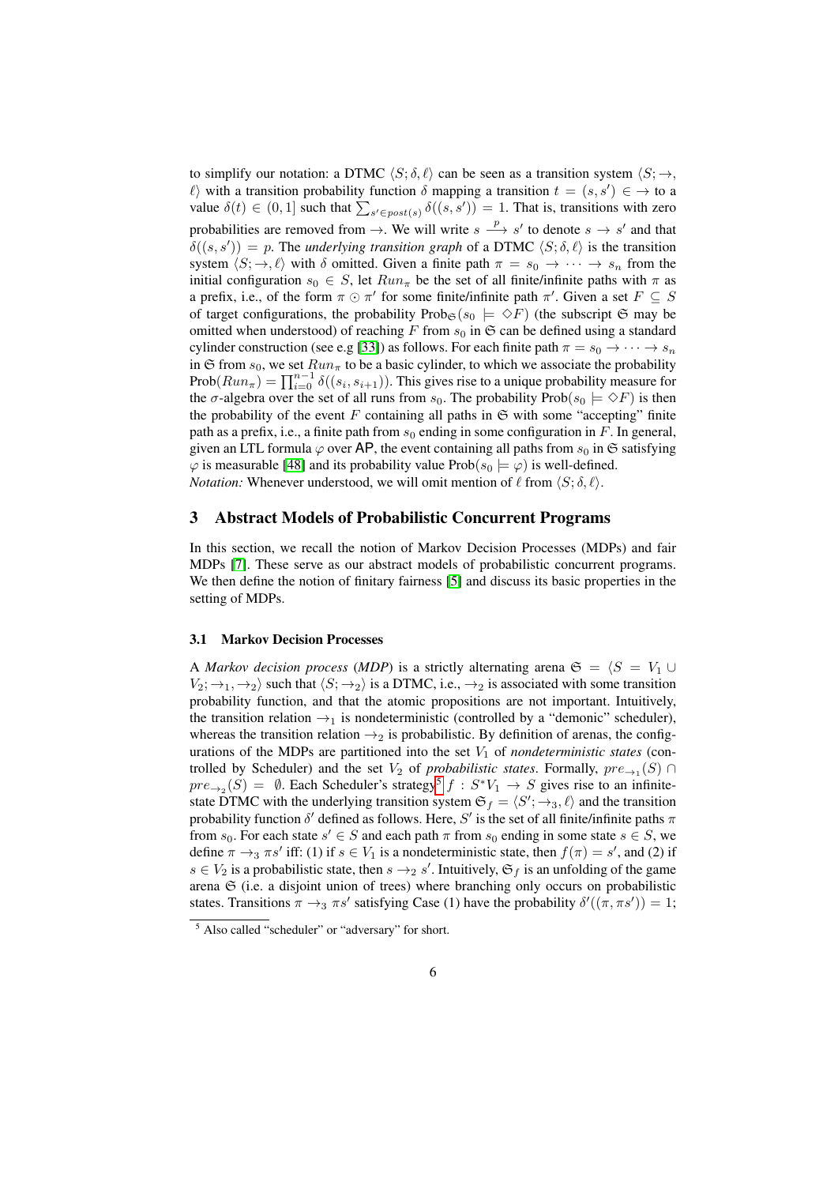to simplify our notation: a DTMC $\langle S; \delta, \ell \rangle$ can be seen as a transition system $\langle S; \rightarrow, \ell \rangle$ with a transition probability function $\delta$ mapping a transition $t = (s, s') \in \rightarrow$ to a value $\delta(t) \in (0, 1]$ such that $\sum_{s' \in post(s)} \delta((s, s')) = 1$. That is, transitions with zero probabilities are removed from $\rightarrow$. We will write $s \xrightarrow{p} s'$ to denote $s \rightarrow s'$ and that $\delta((s, s')) = p$. The *underlying transition graph* of a DTMC $\langle S; \delta, \ell \rangle$ is the transition system $\langle S; \rightarrow, \ell \rangle$ with $\delta$ omitted. Given a finite path $\pi = s_0 \rightarrow \cdots \rightarrow s_n$ from the initial configuration $s_0 \in S$, let $Run_\pi$ be the set of all finite/infinite paths with $\pi$ as a prefix, i.e., of the form $\pi \odot \pi'$ for some finite/infinite path $\pi'$. Given a set $F \subseteq S$ of target configurations, the probability $\text{Prob}_{\mathfrak{S}}(s_0 \models \Diamond F)$ (the subscript $\mathfrak{S}$ may be omitted when understood) of reaching $F$ from $s_0$ in $\mathfrak{S}$ can be defined using a standard cylinder construction (see e.g [33]) as follows. For each finite path $\pi = s_0 \rightarrow \cdots \rightarrow s_n$ in $\mathfrak{S}$ from $s_0$, we set $Run_\pi$ to be a basic cylinder, to which we associate the probability $\text{Prob}(Run_\pi) = \prod_{i=0}^{n-1} \delta((s_i, s_{i+1}))$. This gives rise to a unique probability measure for the $\sigma$-algebra over the set of all runs from $s_0$. The probability $\text{Prob}(s_0 \models \Diamond F)$ is then the probability of the event $F$ containing all paths in $\mathfrak{S}$ with some "accepting" finite path as a prefix, i.e., a finite path from $s_0$ ending in some configuration in $F$. In general, given an LTL formula $\varphi$ over $\mathsf{AP}$, the event containing all paths from $s_0$ in $\mathfrak{S}$ satisfying $\varphi$ is measurable [48] and its probability value $\text{Prob}(s_0 \models \varphi)$ is well-defined.
*Notation:* Whenever understood, we will omit mention of $\ell$ from $\langle S; \delta, \ell \rangle$.

## 3 Abstract Models of Probabilistic Concurrent Programs

In this section, we recall the notion of Markov Decision Processes (MDPs) and fair MDPs [7]. These serve as our abstract models of probabilistic concurrent programs. We then define the notion of finitary fairness [5] and discuss its basic properties in the setting of MDPs.

### 3.1 Markov Decision Processes

A *Markov decision process* (*MDP*) is a strictly alternating arena $\mathfrak{S} = \langle S = V_1 \cup V_2; \rightarrow_1, \rightarrow_2 \rangle$ such that $\langle S; \rightarrow_2 \rangle$ is a DTMC, i.e., $\rightarrow_2$ is associated with some transition probability function, and that the atomic propositions are not important. Intuitively, the transition relation $\rightarrow_1$ is nondeterministic (controlled by a "demonic" scheduler), whereas the transition relation $\rightarrow_2$ is probabilistic. By definition of arenas, the configurations of the MDPs are partitioned into the set $V_1$ of *nondeterministic states* (controlled by Scheduler) and the set $V_2$ of *probabilistic states*. Formally, $pre_{\rightarrow_1}(S) \cap pre_{\rightarrow_2}(S) = \emptyset$. Each Scheduler's strategy[5] $f : S^* V_1 \rightarrow S$ gives rise to an infinite-state DTMC with the underlying transition system $\mathfrak{S}_f = \langle S'; \rightarrow_3, \ell \rangle$ and the transition probability function $\delta'$ defined as follows. Here, $S'$ is the set of all finite/infinite paths $\pi$ from $s_0$. For each state $s' \in S$ and each path $\pi$ from $s_0$ ending in some state $s \in S$, we define $\pi \rightarrow_3 \pi s'$ iff: (1) if $s \in V_1$ is a nondeterministic state, then $f(\pi) = s'$, and (2) if $s \in V_2$ is a probabilistic state, then $s \rightarrow_2 s'$. Intuitively, $\mathfrak{S}_f$ is an unfolding of the game arena $\mathfrak{S}$ (i.e. a disjoint union of trees) where branching only occurs on probabilistic states. Transitions $\pi \rightarrow_3 \pi s'$ satisfying Case (1) have the probability $\delta'((\pi, \pi s')) = 1$;

[5] Also called "scheduler" or "adversary" for short.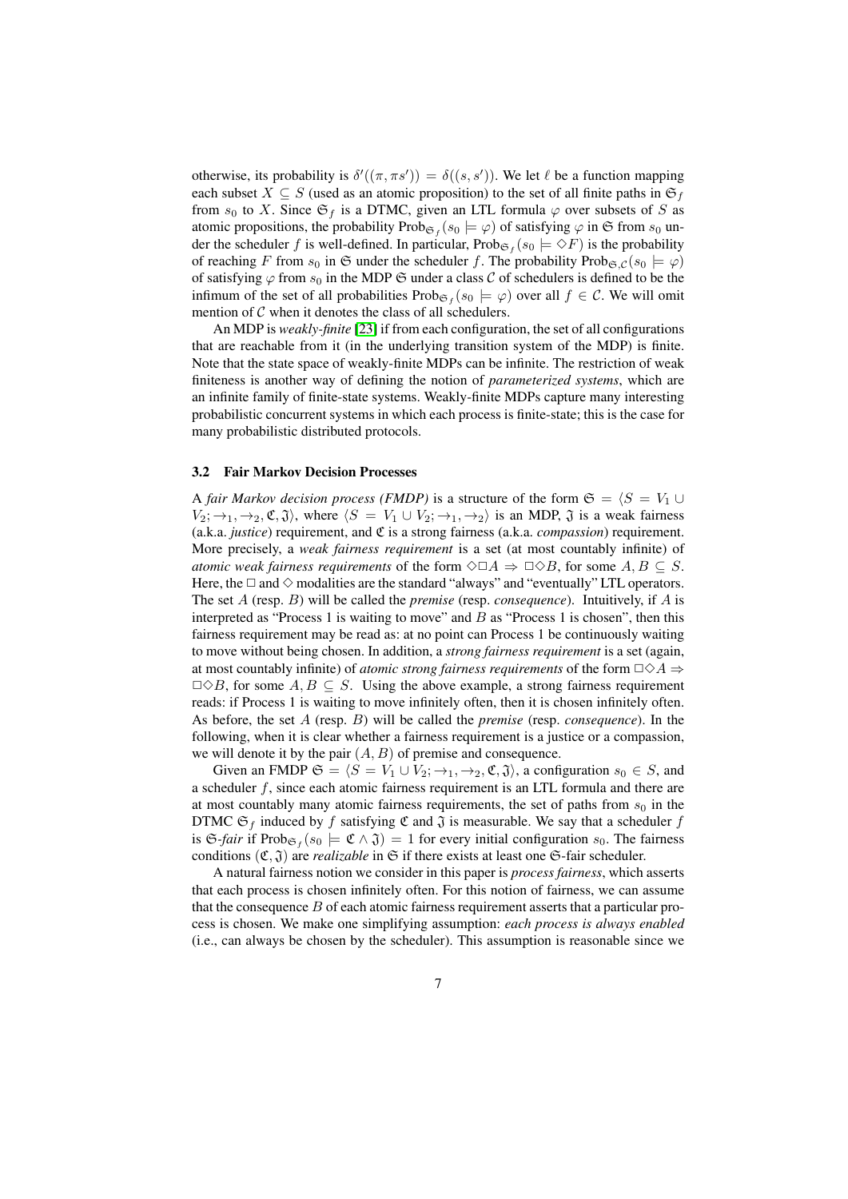otherwise, its probability is $\delta'((\pi, \pi s')) = \delta((s, s'))$. We let $\ell$ be a function mapping each subset $X \subseteq S$ (used as an atomic proposition) to the set of all finite paths in $\mathfrak{S}_f$ from $s_0$ to $X$. Since $\mathfrak{S}_f$ is a DTMC, given an LTL formula $\varphi$ over subsets of $S$ as atomic propositions, the probability $\text{Prob}_{\mathfrak{S}_f}(s_0 \models \varphi)$ of satisfying $\varphi$ in $\mathfrak{S}$ from $s_0$ under the scheduler $f$ is well-defined. In particular, $\text{Prob}_{\mathfrak{S}_f}(s_0 \models \Diamond F)$ is the probability of reaching $F$ from $s_0$ in $\mathfrak{S}$ under the scheduler $f$. The probability $\text{Prob}_{\mathfrak{S},\mathcal{C}}(s_0 \models \varphi)$ of satisfying $\varphi$ from $s_0$ in the MDP $\mathfrak{S}$ under a class $\mathcal{C}$ of schedulers is defined to be the infimum of the set of all probabilities $\text{Prob}_{\mathfrak{S}_f}(s_0 \models \varphi)$ over all $f \in \mathcal{C}$. We will omit mention of $\mathcal{C}$ when it denotes the class of all schedulers.

An MDP is *weakly-finite* [23] if from each configuration, the set of all configurations that are reachable from it (in the underlying transition system of the MDP) is finite. Note that the state space of weakly-finite MDPs can be infinite. The restriction of weak finiteness is another way of defining the notion of *parameterized systems*, which are an infinite family of finite-state systems. Weakly-finite MDPs capture many interesting probabilistic concurrent systems in which each process is finite-state; this is the case for many probabilistic distributed protocols.

### 3.2 Fair Markov Decision Processes

A *fair Markov decision process (FMDP)* is a structure of the form $\mathfrak{S} = \langle S = V_1 \cup V_2; \to_1, \to_2, \mathfrak{C}, \mathfrak{J}\rangle$, where $\langle S = V_1 \cup V_2; \to_1, \to_2\rangle$ is an MDP, $\mathfrak{J}$ is a weak fairness (a.k.a. *justice*) requirement, and $\mathfrak{C}$ is a strong fairness (a.k.a. *compassion*) requirement. More precisely, a *weak fairness requirement* is a set (at most countably infinite) of *atomic weak fairness requirements* of the form $\Diamond\Box A \Rightarrow \Box\Diamond B$, for some $A, B \subseteq S$. Here, the $\Box$ and $\Diamond$ modalities are the standard "always" and "eventually" LTL operators. The set $A$ (resp. $B$) will be called the *premise* (resp. *consequence*). Intuitively, if $A$ is interpreted as "Process 1 is waiting to move" and $B$ as "Process 1 is chosen", then this fairness requirement may be read as: at no point can Process 1 be continuously waiting to move without being chosen. In addition, a *strong fairness requirement* is a set (again, at most countably infinite) of *atomic strong fairness requirements* of the form $\Box\Diamond A \Rightarrow \Box\Diamond B$, for some $A, B \subseteq S$. Using the above example, a strong fairness requirement reads: if Process 1 is waiting to move infinitely often, then it is chosen infinitely often. As before, the set $A$ (resp. $B$) will be called the *premise* (resp. *consequence*). In the following, when it is clear whether a fairness requirement is a justice or a compassion, we will denote it by the pair $(A, B)$ of premise and consequence.

Given an FMDP $\mathfrak{S} = \langle S = V_1 \cup V_2; \to_1, \to_2, \mathfrak{C}, \mathfrak{J}\rangle$, a configuration $s_0 \in S$, and a scheduler $f$, since each atomic fairness requirement is an LTL formula and there are at most countably many atomic fairness requirements, the set of paths from $s_0$ in the DTMC $\mathfrak{S}_f$ induced by $f$ satisfying $\mathfrak{C}$ and $\mathfrak{J}$ is measurable. We say that a scheduler $f$ is $\mathfrak{S}$-*fair* if $\text{Prob}_{\mathfrak{S}_f}(s_0 \models \mathfrak{C} \wedge \mathfrak{J}) = 1$ for every initial configuration $s_0$. The fairness conditions $(\mathfrak{C}, \mathfrak{J})$ are *realizable* in $\mathfrak{S}$ if there exists at least one $\mathfrak{S}$-fair scheduler.

A natural fairness notion we consider in this paper is *process fairness*, which asserts that each process is chosen infinitely often. For this notion of fairness, we can assume that the consequence $B$ of each atomic fairness requirement asserts that a particular process is chosen. We make one simplifying assumption: *each process is always enabled* (i.e., can always be chosen by the scheduler). This assumption is reasonable since we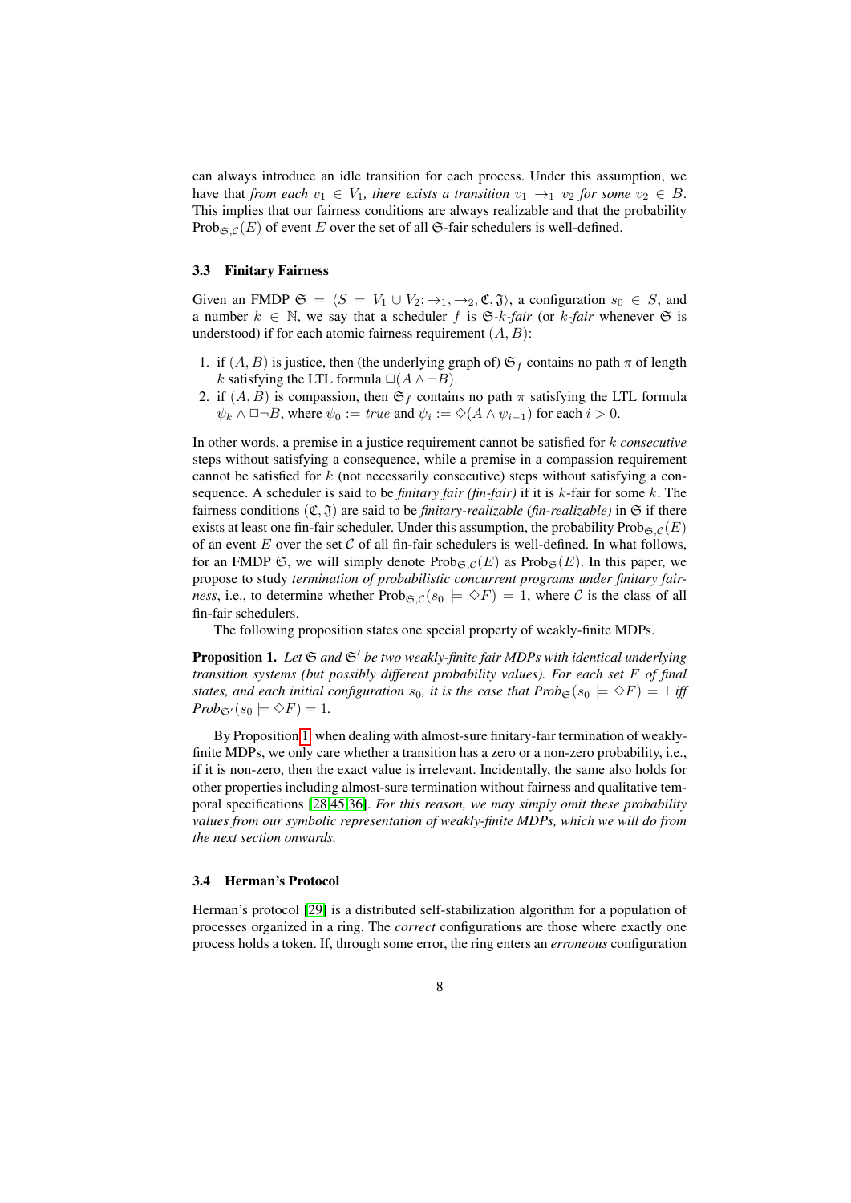can always introduce an idle transition for each process. Under this assumption, we have that *from each* $v_1 \in V_1$*, there exists a transition* $v_1 \rightarrow_1 v_2$ *for some* $v_2 \in B$. This implies that our fairness conditions are always realizable and that the probability $\text{Prob}_{\mathfrak{S},\mathcal{C}}(E)$ of event $E$ over the set of all $\mathfrak{S}$-fair schedulers is well-defined.

### 3.3 Finitary Fairness

Given an FMDP $\mathfrak{S} = \langle S = V_1 \cup V_2; \rightarrow_1, \rightarrow_2, \mathfrak{C}, \mathfrak{J} \rangle$, a configuration $s_0 \in S$, and a number $k \in \mathbb{N}$, we say that a scheduler $f$ is $\mathfrak{S}$-*$k$-fair* (or *$k$-fair* whenever $\mathfrak{S}$ is understood) if for each atomic fairness requirement $(A, B)$:

1. if $(A, B)$ is justice, then (the underlying graph of) $\mathfrak{S}_f$ contains no path $\pi$ of length $k$ satisfying the LTL formula $\Box(A \wedge \neg B)$.
2. if $(A, B)$ is compassion, then $\mathfrak{S}_f$ contains no path $\pi$ satisfying the LTL formula $\psi_k \wedge \Box\neg B$, where $\psi_0 := \mathit{true}$ and $\psi_i := \Diamond(A \wedge \psi_{i-1})$ for each $i > 0$.

In other words, a premise in a justice requirement cannot be satisfied for $k$ *consecutive* steps without satisfying a consequence, while a premise in a compassion requirement cannot be satisfied for $k$ (not necessarily consecutive) steps without satisfying a consequence. A scheduler is said to be *finitary fair (fin-fair)* if it is $k$-fair for some $k$. The fairness conditions $(\mathfrak{C}, \mathfrak{J})$ are said to be *finitary-realizable (fin-realizable)* in $\mathfrak{S}$ if there exists at least one fin-fair scheduler. Under this assumption, the probability $\text{Prob}_{\mathfrak{S},\mathcal{C}}(E)$ of an event $E$ over the set $\mathcal{C}$ of all fin-fair schedulers is well-defined. In what follows, for an FMDP $\mathfrak{S}$, we will simply denote $\text{Prob}_{\mathfrak{S},\mathcal{C}}(E)$ as $\text{Prob}_{\mathfrak{S}}(E)$. In this paper, we propose to study *termination of probabilistic concurrent programs under finitary fairness*, i.e., to determine whether $\text{Prob}_{\mathfrak{S},\mathcal{C}}(s_0 \models \Diamond F) = 1$, where $\mathcal{C}$ is the class of all fin-fair schedulers.

The following proposition states one special property of weakly-finite MDPs.

**Proposition 1.** *Let $\mathfrak{S}$ and $\mathfrak{S}'$ be two weakly-finite fair MDPs with identical underlying transition systems (but possibly different probability values). For each set $F$ of final states, and each initial configuration $s_0$, it is the case that $\text{Prob}_{\mathfrak{S}}(s_0 \models \Diamond F) = 1$ iff $\text{Prob}_{\mathfrak{S}'}(s_0 \models \Diamond F) = 1$.*

By Proposition 1, when dealing with almost-sure finitary-fair termination of weakly-finite MDPs, we only care whether a transition has a zero or a non-zero probability, i.e., if it is non-zero, then the exact value is irrelevant. Incidentally, the same also holds for other properties including almost-sure termination without fairness and qualitative temporal specifications [28,45,36]. *For this reason, we may simply omit these probability values from our symbolic representation of weakly-finite MDPs, which we will do from the next section onwards.*

### 3.4 Herman's Protocol

Herman's protocol [29] is a distributed self-stabilization algorithm for a population of processes organized in a ring. The *correct* configurations are those where exactly one process holds a token. If, through some error, the ring enters an *erroneous* configuration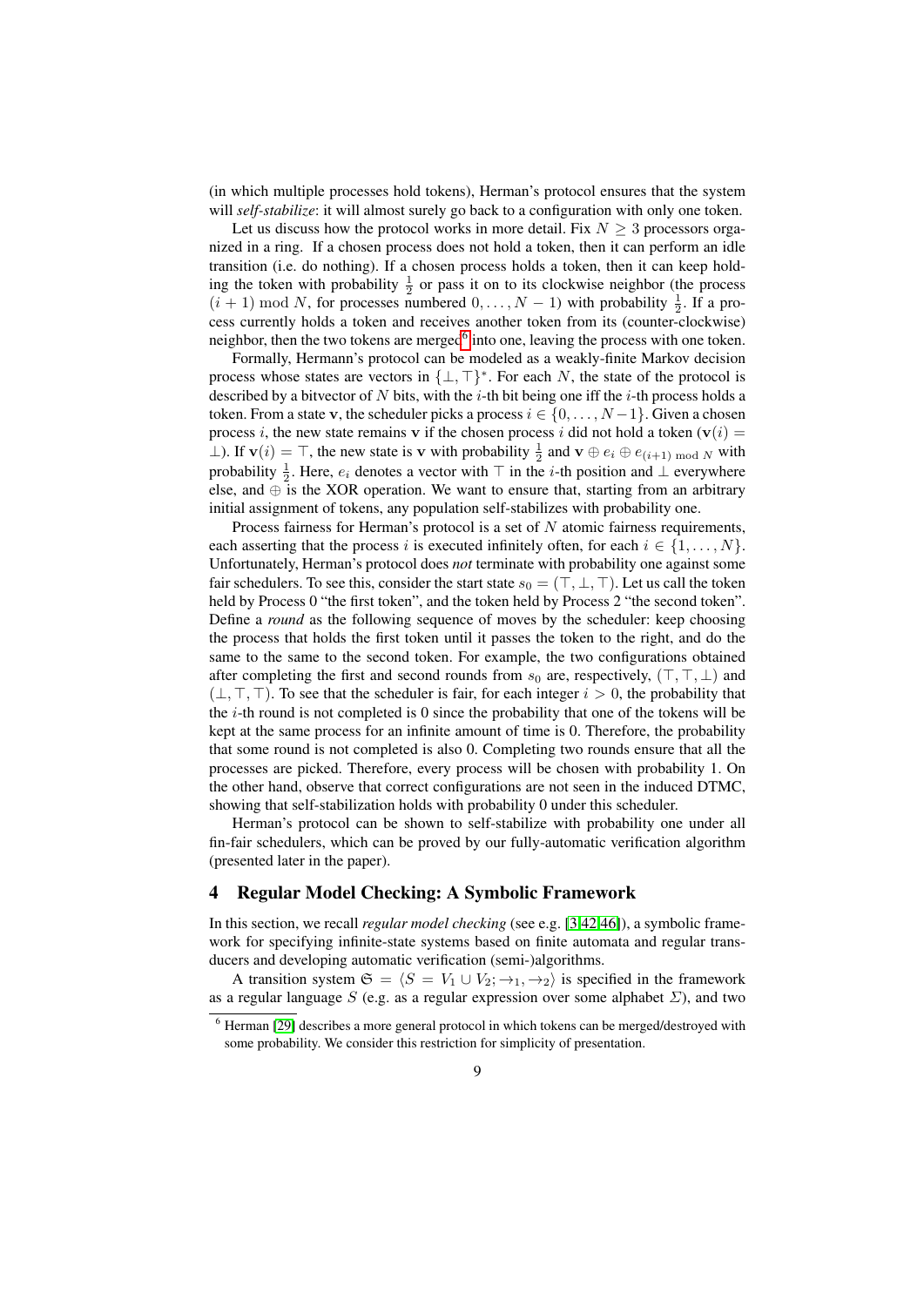(in which multiple processes hold tokens), Herman's protocol ensures that the system will *self-stabilize*: it will almost surely go back to a configuration with only one token.

Let us discuss how the protocol works in more detail. Fix $N \geq 3$ processors organized in a ring. If a chosen process does not hold a token, then it can perform an idle transition (i.e. do nothing). If a chosen process holds a token, then it can keep holding the token with probability $\frac{1}{2}$ or pass it on to its clockwise neighbor (the process $(i+1) \bmod N$, for processes numbered $0, \ldots, N-1$) with probability $\frac{1}{2}$. If a process currently holds a token and receives another token from its (counter-clockwise) neighbor, then the two tokens are merged[6] into one, leaving the process with one token.

Formally, Hermann's protocol can be modeled as a weakly-finite Markov decision process whose states are vectors in $\{\bot, \top\}^*$. For each $N$, the state of the protocol is described by a bitvector of $N$ bits, with the $i$-th bit being one iff the $i$-th process holds a token. From a state $\mathbf{v}$, the scheduler picks a process $i \in \{0, \ldots, N-1\}$. Given a chosen process $i$, the new state remains $\mathbf{v}$ if the chosen process $i$ did not hold a token ($\mathbf{v}(i) = \bot$). If $\mathbf{v}(i) = \top$, the new state is $\mathbf{v}$ with probability $\frac{1}{2}$ and $\mathbf{v} \oplus e_i \oplus e_{(i+1) \bmod N}$ with probability $\frac{1}{2}$. Here, $e_i$ denotes a vector with $\top$ in the $i$-th position and $\bot$ everywhere else, and $\oplus$ is the XOR operation. We want to ensure that, starting from an arbitrary initial assignment of tokens, any population self-stabilizes with probability one.

Process fairness for Herman's protocol is a set of $N$ atomic fairness requirements, each asserting that the process $i$ is executed infinitely often, for each $i \in \{1, \ldots, N\}$. Unfortunately, Herman's protocol does *not* terminate with probability one against some fair schedulers. To see this, consider the start state $s_0 = (\top, \bot, \top)$. Let us call the token held by Process 0 "the first token", and the token held by Process 2 "the second token". Define a *round* as the following sequence of moves by the scheduler: keep choosing the process that holds the first token until it passes the token to the right, and do the same to the same to the second token. For example, the two configurations obtained after completing the first and second rounds from $s_0$ are, respectively, $(\top, \top, \bot)$ and $(\bot, \top, \top)$. To see that the scheduler is fair, for each integer $i > 0$, the probability that the $i$-th round is not completed is 0 since the probability that one of the tokens will be kept at the same process for an infinite amount of time is 0. Therefore, the probability that some round is not completed is also 0. Completing two rounds ensure that all the processes are picked. Therefore, every process will be chosen with probability 1. On the other hand, observe that correct configurations are not seen in the induced DTMC, showing that self-stabilization holds with probability 0 under this scheduler.

Herman's protocol can be shown to self-stabilize with probability one under all fin-fair schedulers, which can be proved by our fully-automatic verification algorithm (presented later in the paper).

## 4 Regular Model Checking: A Symbolic Framework

In this section, we recall *regular model checking* (see e.g. [3,42,46]), a symbolic framework for specifying infinite-state systems based on finite automata and regular transducers and developing automatic verification (semi-)algorithms.

A transition system $\mathfrak{S} = \langle S = V_1 \cup V_2; \to_1, \to_2 \rangle$ is specified in the framework as a regular language $S$ (e.g. as a regular expression over some alphabet $\Sigma$), and two

[6] Herman [29] describes a more general protocol in which tokens can be merged/destroyed with some probability. We consider this restriction for simplicity of presentation.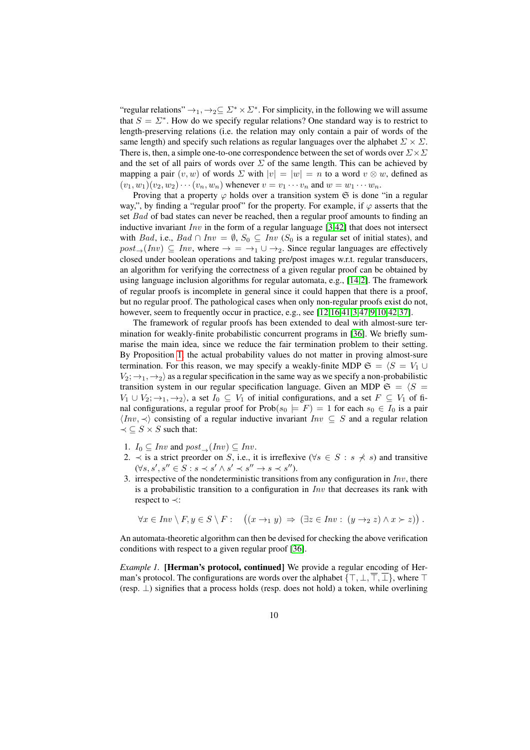"regular relations" $\rightarrow_1, \rightarrow_2 \subseteq \Sigma^* \times \Sigma^*$. For simplicity, in the following we will assume that $S = \Sigma^*$. How do we specify regular relations? One standard way is to restrict to length-preserving relations (i.e. the relation may only contain a pair of words of the same length) and specify such relations as regular languages over the alphabet $\Sigma \times \Sigma$. There is, then, a simple one-to-one correspondence between the set of words over $\Sigma \times \Sigma$ and the set of all pairs of words over $\Sigma$ of the same length. This can be achieved by mapping a pair $(v, w)$ of words $\Sigma$ with $|v| = |w| = n$ to a word $v \otimes w$, defined as $(v_1, w_1)(v_2, w_2) \cdots (v_n, w_n)$ whenever $v = v_1 \cdots v_n$ and $w = w_1 \cdots w_n$.

Proving that a property $\varphi$ holds over a transition system $\mathfrak{S}$ is done "in a regular way,", by finding a "regular proof" for the property. For example, if $\varphi$ asserts that the set $Bad$ of bad states can never be reached, then a regular proof amounts to finding an inductive invariant $Inv$ in the form of a regular language [3,42] that does not intersect with $Bad$, i.e., $Bad \cap Inv = \emptyset$, $S_0 \subseteq Inv$ ($S_0$ is a regular set of initial states), and $post_{\rightarrow}(Inv) \subseteq Inv$, where $\rightarrow\; = \;\rightarrow_1 \cup \rightarrow_2$. Since regular languages are effectively closed under boolean operations and taking pre/post images w.r.t. regular transducers, an algorithm for verifying the correctness of a given regular proof can be obtained by using language inclusion algorithms for regular automata, e.g., [14,2]. The framework of regular proofs is incomplete in general since it could happen that there is a proof, but no regular proof. The pathological cases when only non-regular proofs exist do not, however, seem to frequently occur in practice, e.g., see [12,16,41,3,47,9,10,42,37].

The framework of regular proofs has been extended to deal with almost-sure termination for weakly-finite probabilistic concurrent programs in [36]. We briefly summarise the main idea, since we reduce the fair termination problem to their setting. By Proposition 1, the actual probability values do not matter in proving almost-sure termination. For this reason, we may specify a weakly-finite MDP $\mathfrak{S} = \langle S = V_1 \cup V_2; \rightarrow_1, \rightarrow_2 \rangle$ as a regular specification in the same way as we specify a non-probabilistic transition system in our regular specification language. Given an MDP $\mathfrak{S} = \langle S = V_1 \cup V_2; \rightarrow_1, \rightarrow_2 \rangle$, a set $I_0 \subseteq V_1$ of initial configurations, and a set $F \subseteq V_1$ of final configurations, a regular proof for $\mathrm{Prob}(s_0 \models F) = 1$ for each $s_0 \in I_0$ is a pair $\langle Inv, \prec \rangle$ consisting of a regular inductive invariant $Inv \subseteq S$ and a regular relation $\prec \subseteq S \times S$ such that:

1. $I_0 \subseteq Inv$ and $post_{\rightarrow}(Inv) \subseteq Inv$.
2. $\prec$ is a strict preorder on $S$, i.e., it is irreflexive ($\forall s \in S : s \not\prec s$) and transitive ($\forall s, s', s'' \in S : s \prec s' \wedge s' \prec s'' \rightarrow s \prec s''$).
3. irrespective of the nondeterministic transitions from any configuration in $Inv$, there is a probabilistic transition to a configuration in $Inv$ that decreases its rank with respect to $\prec$:

$$\forall x \in Inv \setminus F, y \in S \setminus F : \quad \big((x \rightarrow_1 y) \;\Rightarrow\; (\exists z \in Inv : \, (y \rightarrow_2 z) \wedge x \succ z)\big) \,.$$

An automata-theoretic algorithm can then be devised for checking the above verification conditions with respect to a given regular proof [36].

*Example 1.* **[Herman's protocol, continued]** We provide a regular encoding of Herman's protocol. The configurations are words over the alphabet $\{\top, \bot, \overline{\top}, \overline{\bot}\}$, where $\top$ (resp. $\bot$) signifies that a process holds (resp. does not hold) a token, while overlining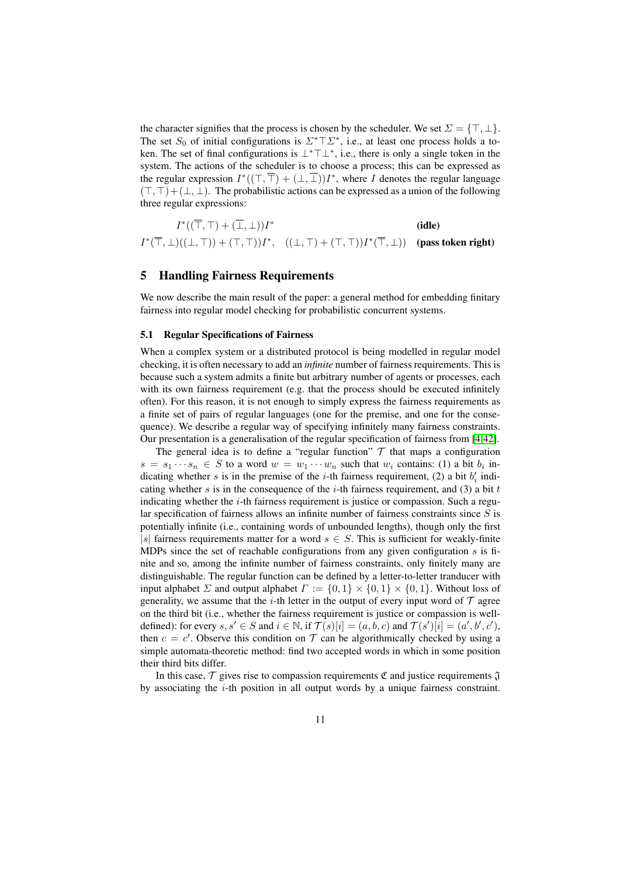the character signifies that the process is chosen by the scheduler. We set $\Sigma = \{\top, \bot\}$. The set $S_0$ of initial configurations is $\Sigma^* \top \Sigma^*$, i.e., at least one process holds a token. The set of final configurations is $\bot^* \top \bot^*$, i.e., there is only a single token in the system. The actions of the scheduler is to choose a process; this can be expressed as the regular expression $I^*((\top, \overline{\top}) + (\bot, \overline{\bot}))I^*$, where $I$ denotes the regular language $(\top, \top) + (\bot, \bot)$. The probabilistic actions can be expressed as a union of the following three regular expressions:

$$I^*((\overline{\top}, \top) + (\overline{\bot}, \bot))I^* \qquad \textbf{(idle)}$$

$$I^*(\overline{\top}, \bot)((\bot, \top)) + (\top, \top))I^*, \quad ((\bot, \top) + (\top, \top))I^*(\overline{\top}, \bot)) \qquad \textbf{(pass token right)}$$

## 5 Handling Fairness Requirements

We now describe the main result of the paper: a general method for embedding finitary fairness into regular model checking for probabilistic concurrent systems.

### 5.1 Regular Specifications of Fairness

When a complex system or a distributed protocol is being modelled in regular model checking, it is often necessary to add an *infinite* number of fairness requirements. This is because such a system admits a finite but arbitrary number of agents or processes, each with its own fairness requirement (e.g. that the process should be executed infinitely often). For this reason, it is not enough to simply express the fairness requirements as a finite set of pairs of regular languages (one for the premise, and one for the consequence). We describe a regular way of specifying infinitely many fairness constraints. Our presentation is a generalisation of the regular specification of fairness from [4,42].

The general idea is to define a "regular function" $\mathcal{T}$ that maps a configuration $s = s_1 \cdots s_n \in S$ to a word $w = w_1 \cdots w_n$ such that $w_i$ contains: (1) a bit $b_i$ indicating whether $s$ is in the premise of the $i$-th fairness requirement, (2) a bit $b'_i$ indicating whether $s$ is in the consequence of the $i$-th fairness requirement, and (3) a bit $t$ indicating whether the $i$-th fairness requirement is justice or compassion. Such a regular specification of fairness allows an infinite number of fairness constraints since $S$ is potentially infinite (i.e., containing words of unbounded lengths), though only the first $|s|$ fairness requirements matter for a word $s \in S$. This is sufficient for weakly-finite MDPs since the set of reachable configurations from any given configuration $s$ is finite and so, among the infinite number of fairness constraints, only finitely many are distinguishable. The regular function can be defined by a letter-to-letter tranducer with input alphabet $\Sigma$ and output alphabet $\Gamma := \{0, 1\} \times \{0, 1\} \times \{0, 1\}$. Without loss of generality, we assume that the $i$-th letter in the output of every input word of $\mathcal{T}$ agree on the third bit (i.e., whether the fairness requirement is justice or compassion is well-defined): for every $s, s' \in S$ and $i \in \mathbb{N}$, if $\mathcal{T}(s)[i] = (a, b, c)$ and $\mathcal{T}(s')[i] = (a', b', c')$, then $c = c'$. Observe this condition on $\mathcal{T}$ can be algorithmically checked by using a simple automata-theoretic method: find two accepted words in which in some position their third bits differ.

In this case, $\mathcal{T}$ gives rise to compassion requirements $\mathfrak{C}$ and justice requirements $\mathfrak{J}$ by associating the $i$-th position in all output words by a unique fairness constraint.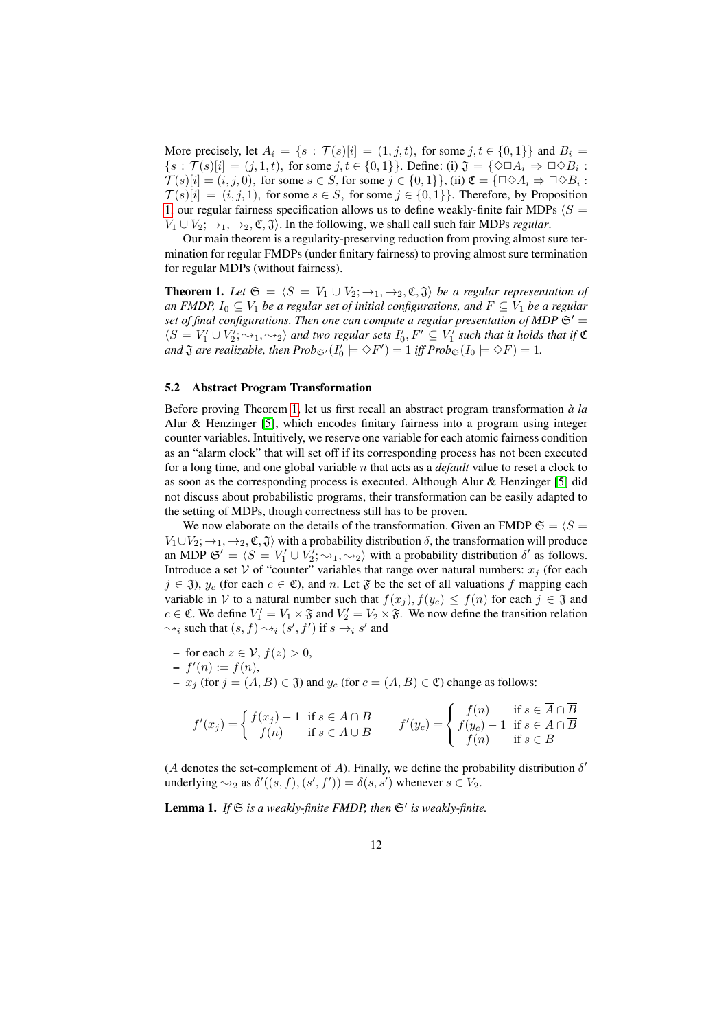More precisely, let $A_i = \{s : \mathcal{T}(s)[i] = (1, j, t), \text{ for some } j, t \in \{0, 1\}\}$ and $B_i = \{s : \mathcal{T}(s)[i] = (j, 1, t), \text{ for some } j, t \in \{0, 1\}\}$. Define: (i) $\mathfrak{J} = \{\Diamond\Box A_i \Rightarrow \Box\Diamond B_i : \mathcal{T}(s)[i] = (i, j, 0), \text{ for some } s \in S, \text{ for some } j \in \{0, 1\}\}$, (ii) $\mathfrak{C} = \{\Box\Diamond A_i \Rightarrow \Box\Diamond B_i : \mathcal{T}(s)[i] = (i, j, 1), \text{ for some } s \in S, \text{ for some } j \in \{0, 1\}\}$. Therefore, by Proposition 1 our regular fairness specification allows us to define weakly-finite fair MDPs $\langle S = V_1 \cup V_2; \to_1, \to_2, \mathfrak{C}, \mathfrak{J}\rangle$. In the following, we shall call such fair MDPs *regular*.

Our main theorem is a regularity-preserving reduction from proving almost sure termination for regular FMDPs (under finitary fairness) to proving almost sure termination for regular MDPs (without fairness).

**Theorem 1.** *Let $\mathfrak{S} = \langle S = V_1 \cup V_2; \to_1, \to_2, \mathfrak{C}, \mathfrak{J}\rangle$ be a regular representation of an FMDP, $I_0 \subseteq V_1$ be a regular set of initial configurations, and $F \subseteq V_1$ be a regular set of final configurations. Then one can compute a regular presentation of MDP $\mathfrak{S}' = \langle S = V_1' \cup V_2'; \rightsquigarrow_1, \rightsquigarrow_2\rangle$ and two regular sets $I_0', F' \subseteq V_1'$ such that it holds that if $\mathfrak{C}$ and $\mathfrak{J}$ are realizable, then $Prob_{\mathfrak{S}'}(I_0' \models \Diamond F') = 1$ iff $Prob_{\mathfrak{S}}(I_0 \models \Diamond F) = 1$.*

### 5.2 Abstract Program Transformation

Before proving Theorem 1, let us first recall an abstract program transformation *à la* Alur & Henzinger [5], which encodes finitary fairness into a program using integer counter variables. Intuitively, we reserve one variable for each atomic fairness condition as an "alarm clock" that will set off if its corresponding process has not been executed for a long time, and one global variable $n$ that acts as a *default* value to reset a clock to as soon as the corresponding process is executed. Although Alur & Henzinger [5] did not discuss about probabilistic programs, their transformation can be easily adapted to the setting of MDPs, though correctness still has to be proven.

We now elaborate on the details of the transformation. Given an FMDP $\mathfrak{S} = \langle S = V_1 \cup V_2; \to_1, \to_2, \mathfrak{C}, \mathfrak{J}\rangle$ with a probability distribution $\delta$, the transformation will produce an MDP $\mathfrak{S}' = \langle S = V_1' \cup V_2'; \rightsquigarrow_1, \rightsquigarrow_2\rangle$ with a probability distribution $\delta'$ as follows. Introduce a set $\mathcal{V}$ of "counter" variables that range over natural numbers: $x_j$ (for each $j \in \mathfrak{J}$), $y_c$ (for each $c \in \mathfrak{C}$), and $n$. Let $\mathfrak{F}$ be the set of all valuations $f$ mapping each variable in $\mathcal{V}$ to a natural number such that $f(x_j), f(y_c) \leq f(n)$ for each $j \in \mathfrak{J}$ and $c \in \mathfrak{C}$. We define $V_1' = V_1 \times \mathfrak{F}$ and $V_2' = V_2 \times \mathfrak{F}$. We now define the transition relation $\rightsquigarrow_i$ such that $(s, f) \rightsquigarrow_i (s', f')$ if $s \to_i s'$ and

- for each $z \in \mathcal{V}$, $f(z) > 0$,
- $f'(n) := f(n)$,
- $x_j$ (for $j = (A, B) \in \mathfrak{J}$) and $y_c$ (for $c = (A, B) \in \mathfrak{C}$) change as follows:

$$f'(x_j) = \begin{cases} f(x_j) - 1 & \text{if } s \in A \cap \overline{B} \\ f(n) & \text{if } s \in \overline{A} \cup B \end{cases} \qquad f'(y_c) = \begin{cases} f(n) & \text{if } s \in \overline{A} \cap \overline{B} \\ f(y_c) - 1 & \text{if } s \in A \cap \overline{B} \\ f(n) & \text{if } s \in B \end{cases}$$

($\overline{A}$ denotes the set-complement of $A$). Finally, we define the probability distribution $\delta'$ underlying $\rightsquigarrow_2$ as $\delta'((s, f), (s', f')) = \delta(s, s')$ whenever $s \in V_2$.

**Lemma 1.** *If $\mathfrak{S}$ is a weakly-finite FMDP, then $\mathfrak{S}'$ is weakly-finite.*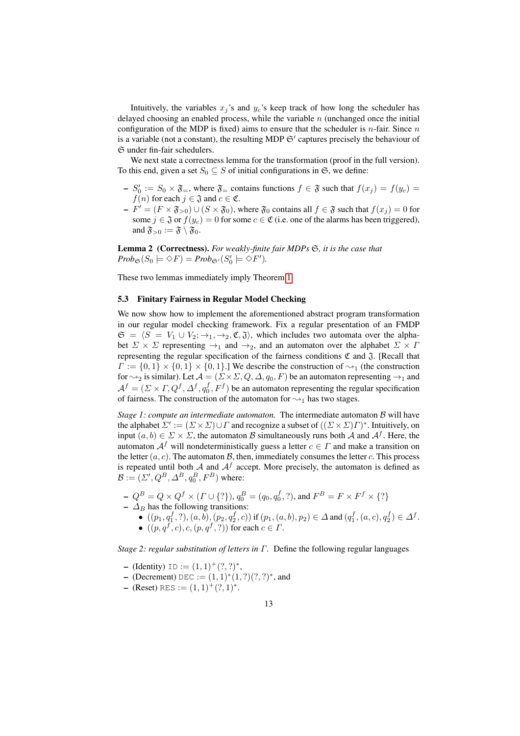Intuitively, the variables $x_j$'s and $y_c$'s keep track of how long the scheduler has delayed choosing an enabled process, while the variable $n$ (unchanged once the initial configuration of the MDP is fixed) aims to ensure that the scheduler is $n$-fair. Since $n$ is a variable (not a constant), the resulting MDP $\mathfrak{S}'$ captures precisely the behaviour of $\mathfrak{S}$ under fin-fair schedulers.

We next state a correctness lemma for the transformation (proof in the full version). To this end, given a set $S_0 \subseteq S$ of initial configurations in $\mathfrak{S}$, we define:

- $S'_0 := S_0 \times \mathfrak{F}_=$, where $\mathfrak{F}_=$ contains functions $f \in \mathfrak{F}$ such that $f(x_j) = f(y_c) = f(n)$ for each $j \in \mathfrak{J}$ and $c \in \mathfrak{C}$.
- $F' = (F \times \mathfrak{F}_{>0}) \cup (S \times \mathfrak{F}_0)$, where $\mathfrak{F}_0$ contains all $f \in \mathfrak{F}$ such that $f(x_j) = 0$ for some $j \in \mathfrak{J}$ or $f(y_c) = 0$ for some $c \in \mathfrak{C}$ (i.e. one of the alarms has been triggered), and $\mathfrak{F}_{>0} := \mathfrak{F} \setminus \mathfrak{F}_0$.

**Lemma 2 (Correctness).** *For weakly-finite fair MDPs $\mathfrak{S}$, it is the case that $Prob_{\mathfrak{S}}(S_0 \models \Diamond F) = Prob_{\mathfrak{S}'}(S'_0 \models \Diamond F')$.*

These two lemmas immediately imply Theorem 1.

### 5.3 Finitary Fairness in Regular Model Checking

We now show how to implement the aforementioned abstract program transformation in our regular model checking framework. Fix a regular presentation of an FMDP $\mathfrak{S} = \langle S = V_1 \cup V_2; \rightarrow_1, \rightarrow_2, \mathfrak{C}, \mathfrak{J} \rangle$, which includes two automata over the alphabet $\Sigma \times \Sigma$ representing $\rightarrow_1$ and $\rightarrow_2$, and an automaton over the alphabet $\Sigma \times \Gamma$ representing the regular specification of the fairness conditions $\mathfrak{C}$ and $\mathfrak{J}$. [Recall that $\Gamma := \{0, 1\} \times \{0, 1\} \times \{0, 1\}$.] We describe the construction of $\rightsquigarrow_1$ (the construction for $\rightsquigarrow_2$ is similar). Let $\mathcal{A} = (\Sigma \times \Sigma, Q, \Delta, q_0, F)$ be an automaton representing $\rightarrow_1$ and $\mathcal{A}^f = (\Sigma \times \Gamma, Q^f, \Delta^f, q^f_0, F^f)$ be an automaton representing the regular specification of fairness. The construction of the automaton for $\rightsquigarrow_1$ has two stages.

*Stage 1: compute an intermediate automaton.* The intermediate automaton $\mathcal{B}$ will have the alphabet $\Sigma' := (\Sigma \times \Sigma) \cup \Gamma$ and recognize a subset of $((\Sigma \times \Sigma)\Gamma)^*$. Intuitively, on input $(a, b) \in \Sigma \times \Sigma$, the automaton $\mathcal{B}$ simultaneously runs both $\mathcal{A}$ and $\mathcal{A}^f$. Here, the automaton $\mathcal{A}^f$ will nondeterministically guess a letter $c \in \Gamma$ and make a transition on the letter $(a, c)$. The automaton $\mathcal{B}$, then, immediately consumes the letter $c$. This process is repeated until both $\mathcal{A}$ and $\mathcal{A}^f$ accept. More precisely, the automaton is defined as $\mathcal{B} := (\Sigma', Q^B, \Delta^B, q^B_0, F^B)$ where:

- $Q^B = Q \times Q^f \times (\Gamma \cup \{?\})$, $q^B_0 = (q_0, q^f_0, ?)$, and $F^B = F \times F^f \times \{?\}$
- $\Delta_B$ has the following transitions:
  - $((p_1, q^f_1, ?), (a, b), (p_2, q^f_2, c))$ if $(p_1, (a, b), p_2) \in \Delta$ and $(q^f_1, (a, c), q^f_2) \in \Delta^f$.
  - $((p, q^f, c), c, (p, q^f, ?))$ for each $c \in \Gamma$.

*Stage 2: regular substitution of letters in $\Gamma$.* Define the following regular languages

- (Identity) $\texttt{ID} := (1, 1)^+(?, ?)^*$,
- (Decrement) $\texttt{DEC} := (1, 1)^*(1, ?)(?, ?)^*$, and
- (Reset) $\texttt{RES} := (1, 1)^+(?, 1)^*$.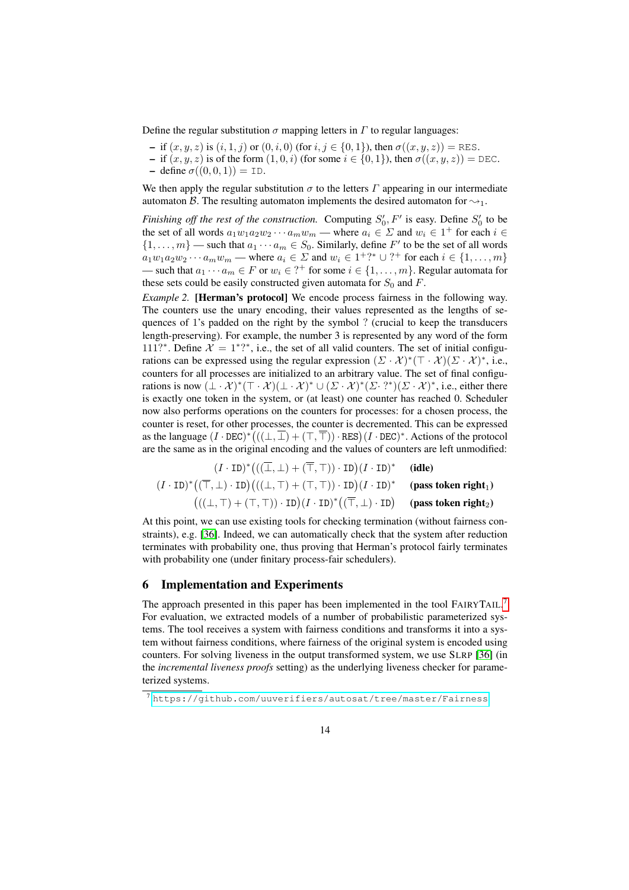Define the regular substitution $\sigma$ mapping letters in $\Gamma$ to regular languages:

- if $(x, y, z)$ is $(i, 1, j)$ or $(0, i, 0)$ (for $i, j \in \{0, 1\}$), then $\sigma((x, y, z)) = \texttt{RES}$.
- if $(x, y, z)$ is of the form $(1, 0, i)$ (for some $i \in \{0, 1\}$), then $\sigma((x, y, z)) = \texttt{DEC}$.
- define $\sigma((0, 0, 1)) = \texttt{ID}$.

We then apply the regular substitution $\sigma$ to the letters $\Gamma$ appearing in our intermediate automaton $\mathcal{B}$. The resulting automaton implements the desired automaton for $\rightsquigarrow_1$.

*Finishing off the rest of the construction.* Computing $S_0', F'$ is easy. Define $S_0'$ to be the set of all words $a_1 w_1 a_2 w_2 \cdots a_m w_m$ — where $a_i \in \Sigma$ and $w_i \in 1^+$ for each $i \in \{1, \ldots, m\}$ — such that $a_1 \cdots a_m \in S_0$. Similarly, define $F'$ to be the set of all words $a_1 w_1 a_2 w_2 \cdots a_m w_m$ — where $a_i \in \Sigma$ and $w_i \in 1^+?^* \cup ?^+$ for each $i \in \{1, \ldots, m\}$ — such that $a_1 \cdots a_m \in F$ or $w_i \in ?^+$ for some $i \in \{1, \ldots, m\}$. Regular automata for these sets could be easily constructed given automata for $S_0$ and $F$.

*Example 2.* **[Herman's protocol]** We encode process fairness in the following way. The counters use the unary encoding, their values represented as the lengths of sequences of 1's padded on the right by the symbol ? (crucial to keep the transducers length-preserving). For example, the number 3 is represented by any word of the form $111?^*$. Define $\mathcal{X} = 1^*?^*$, i.e., the set of all valid counters. The set of initial configurations can be expressed using the regular expression $(\Sigma \cdot \mathcal{X})^*(\top \cdot \mathcal{X})(\Sigma \cdot \mathcal{X})^*$, i.e., counters for all processes are initialized to an arbitrary value. The set of final configurations is now $(\bot \cdot \mathcal{X})^*(\top \cdot \mathcal{X})(\bot \cdot \mathcal{X})^* \cup (\Sigma \cdot \mathcal{X})^*(\Sigma \cdot ?^*)(\Sigma \cdot \mathcal{X})^*$, i.e., either there is exactly one token in the system, or (at least) one counter has reached 0. Scheduler now also performs operations on the counters for processes: for a chosen process, the counter is reset, for other processes, the counter is decremented. This can be expressed as the language $(I \cdot \texttt{DEC})^*\big(((\bot, \overline{\bot}) + (\top, \overline{\top})) \cdot \texttt{RES}\big)(I \cdot \texttt{DEC})^*$. Actions of the protocol are the same as in the original encoding and the values of counters are left unmodified:

$$(I \cdot \texttt{ID})^*\big(((\overline{\bot}, \bot) + (\overline{\top}, \top)) \cdot \texttt{ID}\big)(I \cdot \texttt{ID})^* \qquad \textbf{(idle)}$$

$$(I \cdot \texttt{ID})^*\big((\overline{\top}, \bot) \cdot \texttt{ID}\big)\big(((\bot, \top) + (\top, \top)) \cdot \texttt{ID}\big)(I \cdot \texttt{ID})^* \qquad \textbf{(pass token right}_1\textbf{)}$$

$$\big(((\bot, \top) + (\top, \top)) \cdot \texttt{ID}\big)(I \cdot \texttt{ID})^*\big((\overline{\top}, \bot) \cdot \texttt{ID}\big) \qquad \textbf{(pass token right}_2\textbf{)}$$

At this point, we can use existing tools for checking termination (without fairness constraints), e.g. [36]. Indeed, we can automatically check that the system after reduction terminates with probability one, thus proving that Herman's protocol fairly terminates with probability one (under finitary process-fair schedulers).

## 6 Implementation and Experiments

The approach presented in this paper has been implemented in the tool FAIRYTAIL.[7] For evaluation, we extracted models of a number of probabilistic parameterized systems. The tool receives a system with fairness conditions and transforms it into a system without fairness conditions, where fairness of the original system is encoded using counters. For solving liveness in the output transformed system, we use SLRP [36] (in the *incremental liveness proofs* setting) as the underlying liveness checker for parameterized systems.

[7] https://github.com/uuverifiers/autosat/tree/master/Fairness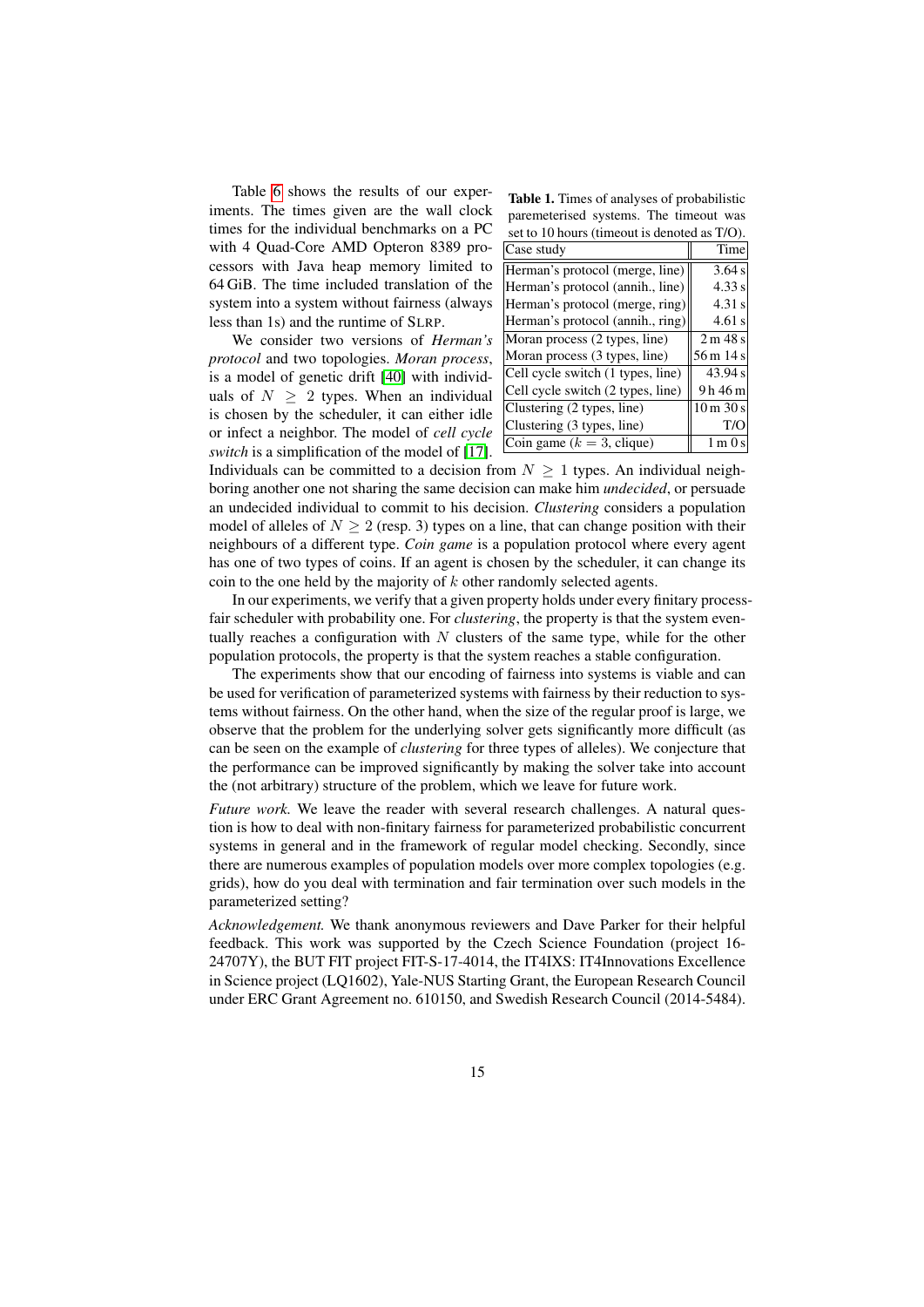Table 6 shows the results of our experiments. The times given are the wall clock times for the individual benchmarks on a PC with 4 Quad-Core AMD Opteron 8389 processors with Java heap memory limited to 64 GiB. The time included translation of the system into a system without fairness (always less than 1s) and the runtime of SLRP.

**Table 1.** Times of analyses of probabilistic paremeterised systems. The timeout was set to 10 hours (timeout is denoted as T/O).

| Case study | Time |
|---|---|
| Herman's protocol (merge, line) | 3.64 s |
| Herman's protocol (annih., line) | 4.33 s |
| Herman's protocol (merge, ring) | 4.31 s |
| Herman's protocol (annih., ring) | 4.61 s |
| Moran process (2 types, line) | 2 m 48 s |
| Moran process (3 types, line) | 56 m 14 s |
| Cell cycle switch (1 types, line) | 43.94 s |
| Cell cycle switch (2 types, line) | 9 h 46 m |
| Clustering (2 types, line) | 10 m 30 s |
| Clustering (3 types, line) | T/O |
| Coin game ($k = 3$, clique) | 1 m 0 s |

We consider two versions of *Herman's protocol* and two topologies. *Moran process*, is a model of genetic drift [40] with individuals of $N \geq 2$ types. When an individual is chosen by the scheduler, it can either idle or infect a neighbor. The model of *cell cycle switch* is a simplification of the model of [17]. Individuals can be committed to a decision from $N \geq 1$ types. An individual neighboring another one not sharing the same decision can make him *undecided*, or persuade an undecided individual to commit to his decision. *Clustering* considers a population model of alleles of $N \geq 2$ (resp. 3) types on a line, that can change position with their neighbours of a different type. *Coin game* is a population protocol where every agent has one of two types of coins. If an agent is chosen by the scheduler, it can change its coin to the one held by the majority of $k$ other randomly selected agents.

In our experiments, we verify that a given property holds under every finitary process-fair scheduler with probability one. For *clustering*, the property is that the system eventually reaches a configuration with $N$ clusters of the same type, while for the other population protocols, the property is that the system reaches a stable configuration.

The experiments show that our encoding of fairness into systems is viable and can be used for verification of parameterized systems with fairness by their reduction to systems without fairness. On the other hand, when the size of the regular proof is large, we observe that the problem for the underlying solver gets significantly more difficult (as can be seen on the example of *clustering* for three types of alleles). We conjecture that the performance can be improved significantly by making the solver take into account the (not arbitrary) structure of the problem, which we leave for future work.

*Future work.* We leave the reader with several research challenges. A natural question is how to deal with non-finitary fairness for parameterized probabilistic concurrent systems in general and in the framework of regular model checking. Secondly, since there are numerous examples of population models over more complex topologies (e.g. grids), how do you deal with termination and fair termination over such models in the parameterized setting?

*Acknowledgement.* We thank anonymous reviewers and Dave Parker for their helpful feedback. This work was supported by the Czech Science Foundation (project 16-24707Y), the BUT FIT project FIT-S-17-4014, the IT4IXS: IT4Innovations Excellence in Science project (LQ1602), Yale-NUS Starting Grant, the European Research Council under ERC Grant Agreement no. 610150, and Swedish Research Council (2014-5484).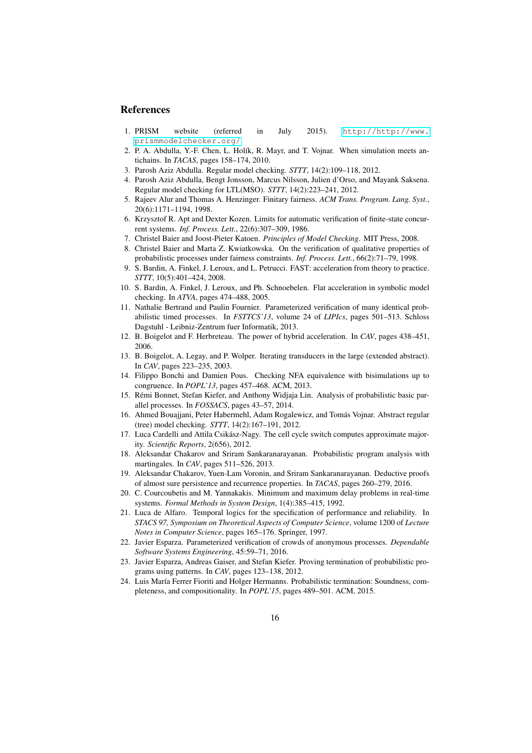## References

1. PRISM website (referred in July 2015). http://http://www.prismmodelchecker.org/.
2. P. A. Abdulla, Y.-F. Chen, L. Holík, R. Mayr, and T. Vojnar. When simulation meets antichains. In *TACAS*, pages 158–174, 2010.
3. Parosh Aziz Abdulla. Regular model checking. *STTT*, 14(2):109–118, 2012.
4. Parosh Aziz Abdulla, Bengt Jonsson, Marcus Nilsson, Julien d'Orso, and Mayank Saksena. Regular model checking for LTL(MSO). *STTT*, 14(2):223–241, 2012.
5. Rajeev Alur and Thomas A. Henzinger. Finitary fairness. *ACM Trans. Program. Lang. Syst.*, 20(6):1171–1194, 1998.
6. Krzysztof R. Apt and Dexter Kozen. Limits for automatic verification of finite-state concurrent systems. *Inf. Process. Lett.*, 22(6):307–309, 1986.
7. Christel Baier and Joost-Pieter Katoen. *Principles of Model Checking*. MIT Press, 2008.
8. Christel Baier and Marta Z. Kwiatkowska. On the verification of qualitative properties of probabilistic processes under fairness constraints. *Inf. Process. Lett.*, 66(2):71–79, 1998.
9. S. Bardin, A. Finkel, J. Leroux, and L. Petrucci. FAST: acceleration from theory to practice. *STTT*, 10(5):401–424, 2008.
10. S. Bardin, A. Finkel, J. Leroux, and Ph. Schnoebelen. Flat acceleration in symbolic model checking. In *ATVA*, pages 474–488, 2005.
11. Nathalie Bertrand and Paulin Fournier. Parameterized verification of many identical probabilistic timed processes. In *FSTTCS'13*, volume 24 of *LIPIcs*, pages 501–513. Schloss Dagstuhl - Leibniz-Zentrum fuer Informatik, 2013.
12. B. Boigelot and F. Herbreteau. The power of hybrid acceleration. In *CAV*, pages 438–451, 2006.
13. B. Boigelot, A. Legay, and P. Wolper. Iterating transducers in the large (extended abstract). In *CAV*, pages 223–235, 2003.
14. Filippo Bonchi and Damien Pous. Checking NFA equivalence with bisimulations up to congruence. In *POPL'13*, pages 457–468. ACM, 2013.
15. Rémi Bonnet, Stefan Kiefer, and Anthony Widjaja Lin. Analysis of probabilistic basic parallel processes. In *FOSSACS*, pages 43–57, 2014.
16. Ahmed Bouajjani, Peter Habermehl, Adam Rogalewicz, and Tomás Vojnar. Abstract regular (tree) model checking. *STTT*, 14(2):167–191, 2012.
17. Luca Cardelli and Attila Csikász-Nagy. The cell cycle switch computes approximate majority. *Scientific Reports*, 2(656), 2012.
18. Aleksandar Chakarov and Sriram Sankaranarayanan. Probabilistic program analysis with martingales. In *CAV*, pages 511–526, 2013.
19. Aleksandar Chakarov, Yuen-Lam Voronin, and Sriram Sankaranarayanan. Deductive proofs of almost sure persistence and recurrence properties. In *TACAS*, pages 260–279, 2016.
20. C. Courcoubetis and M. Yannakakis. Minimum and maximum delay problems in real-time systems. *Formal Methods in System Design*, 1(4):385–415, 1992.
21. Luca de Alfaro. Temporal logics for the specification of performance and reliability. In *STACS 97, Symposium on Theoretical Aspects of Computer Science*, volume 1200 of *Lecture Notes in Computer Science*, pages 165–176. Springer, 1997.
22. Javier Esparza. Parameterized verification of crowds of anonymous processes. *Dependable Software Systems Engineering*, 45:59–71, 2016.
23. Javier Esparza, Andreas Gaiser, and Stefan Kiefer. Proving termination of probabilistic programs using patterns. In *CAV*, pages 123–138, 2012.
24. Luis María Ferrer Fioriti and Holger Hermanns. Probabilistic termination: Soundness, completeness, and compositionality. In *POPL'15*, pages 489–501. ACM, 2015.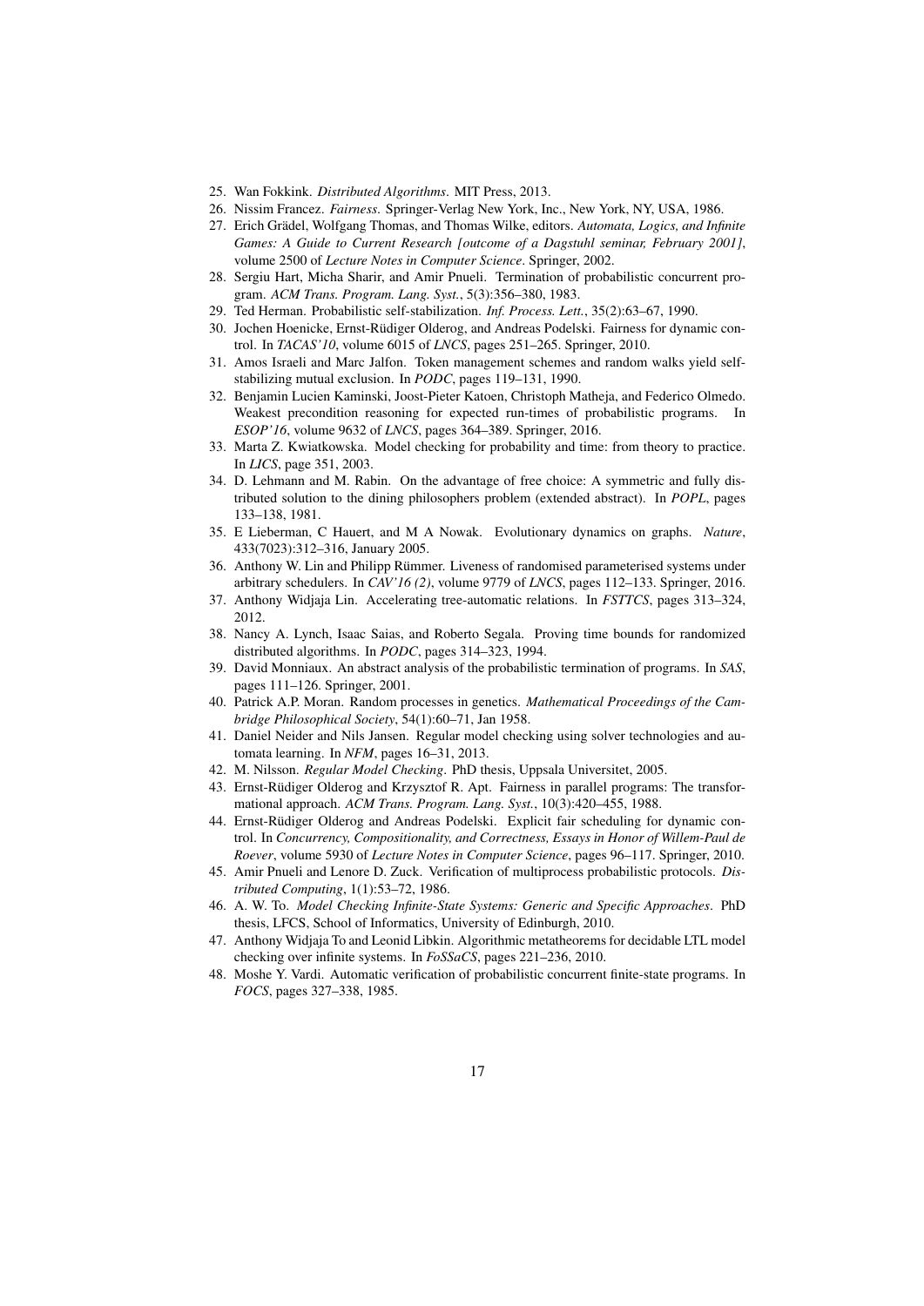25. Wan Fokkink. *Distributed Algorithms*. MIT Press, 2013.
26. Nissim Francez. *Fairness*. Springer-Verlag New York, Inc., New York, NY, USA, 1986.
27. Erich Grädel, Wolfgang Thomas, and Thomas Wilke, editors. *Automata, Logics, and Infinite Games: A Guide to Current Research [outcome of a Dagstuhl seminar, February 2001]*, volume 2500 of *Lecture Notes in Computer Science*. Springer, 2002.
28. Sergiu Hart, Micha Sharir, and Amir Pnueli. Termination of probabilistic concurrent program. *ACM Trans. Program. Lang. Syst.*, 5(3):356–380, 1983.
29. Ted Herman. Probabilistic self-stabilization. *Inf. Process. Lett.*, 35(2):63–67, 1990.
30. Jochen Hoenicke, Ernst-Rüdiger Olderog, and Andreas Podelski. Fairness for dynamic control. In *TACAS'10*, volume 6015 of *LNCS*, pages 251–265. Springer, 2010.
31. Amos Israeli and Marc Jalfon. Token management schemes and random walks yield self-stabilizing mutual exclusion. In *PODC*, pages 119–131, 1990.
32. Benjamin Lucien Kaminski, Joost-Pieter Katoen, Christoph Matheja, and Federico Olmedo. Weakest precondition reasoning for expected run-times of probabilistic programs. In *ESOP'16*, volume 9632 of *LNCS*, pages 364–389. Springer, 2016.
33. Marta Z. Kwiatkowska. Model checking for probability and time: from theory to practice. In *LICS*, page 351, 2003.
34. D. Lehmann and M. Rabin. On the advantage of free choice: A symmetric and fully distributed solution to the dining philosophers problem (extended abstract). In *POPL*, pages 133–138, 1981.
35. E Lieberman, C Hauert, and M A Nowak. Evolutionary dynamics on graphs. *Nature*, 433(7023):312–316, January 2005.
36. Anthony W. Lin and Philipp Rümmer. Liveness of randomised parameterised systems under arbitrary schedulers. In *CAV'16 (2)*, volume 9779 of *LNCS*, pages 112–133. Springer, 2016.
37. Anthony Widjaja Lin. Accelerating tree-automatic relations. In *FSTTCS*, pages 313–324, 2012.
38. Nancy A. Lynch, Isaac Saias, and Roberto Segala. Proving time bounds for randomized distributed algorithms. In *PODC*, pages 314–323, 1994.
39. David Monniaux. An abstract analysis of the probabilistic termination of programs. In *SAS*, pages 111–126. Springer, 2001.
40. Patrick A.P. Moran. Random processes in genetics. *Mathematical Proceedings of the Cambridge Philosophical Society*, 54(1):60–71, Jan 1958.
41. Daniel Neider and Nils Jansen. Regular model checking using solver technologies and automata learning. In *NFM*, pages 16–31, 2013.
42. M. Nilsson. *Regular Model Checking*. PhD thesis, Uppsala Universitet, 2005.
43. Ernst-Rüdiger Olderog and Krzysztof R. Apt. Fairness in parallel programs: The transformational approach. *ACM Trans. Program. Lang. Syst.*, 10(3):420–455, 1988.
44. Ernst-Rüdiger Olderog and Andreas Podelski. Explicit fair scheduling for dynamic control. In *Concurrency, Compositionality, and Correctness, Essays in Honor of Willem-Paul de Roever*, volume 5930 of *Lecture Notes in Computer Science*, pages 96–117. Springer, 2010.
45. Amir Pnueli and Lenore D. Zuck. Verification of multiprocess probabilistic protocols. *Distributed Computing*, 1(1):53–72, 1986.
46. A. W. To. *Model Checking Infinite-State Systems: Generic and Specific Approaches*. PhD thesis, LFCS, School of Informatics, University of Edinburgh, 2010.
47. Anthony Widjaja To and Leonid Libkin. Algorithmic metatheorems for decidable LTL model checking over infinite systems. In *FoSSaCS*, pages 221–236, 2010.
48. Moshe Y. Vardi. Automatic verification of probabilistic concurrent finite-state programs. In *FOCS*, pages 327–338, 1985.